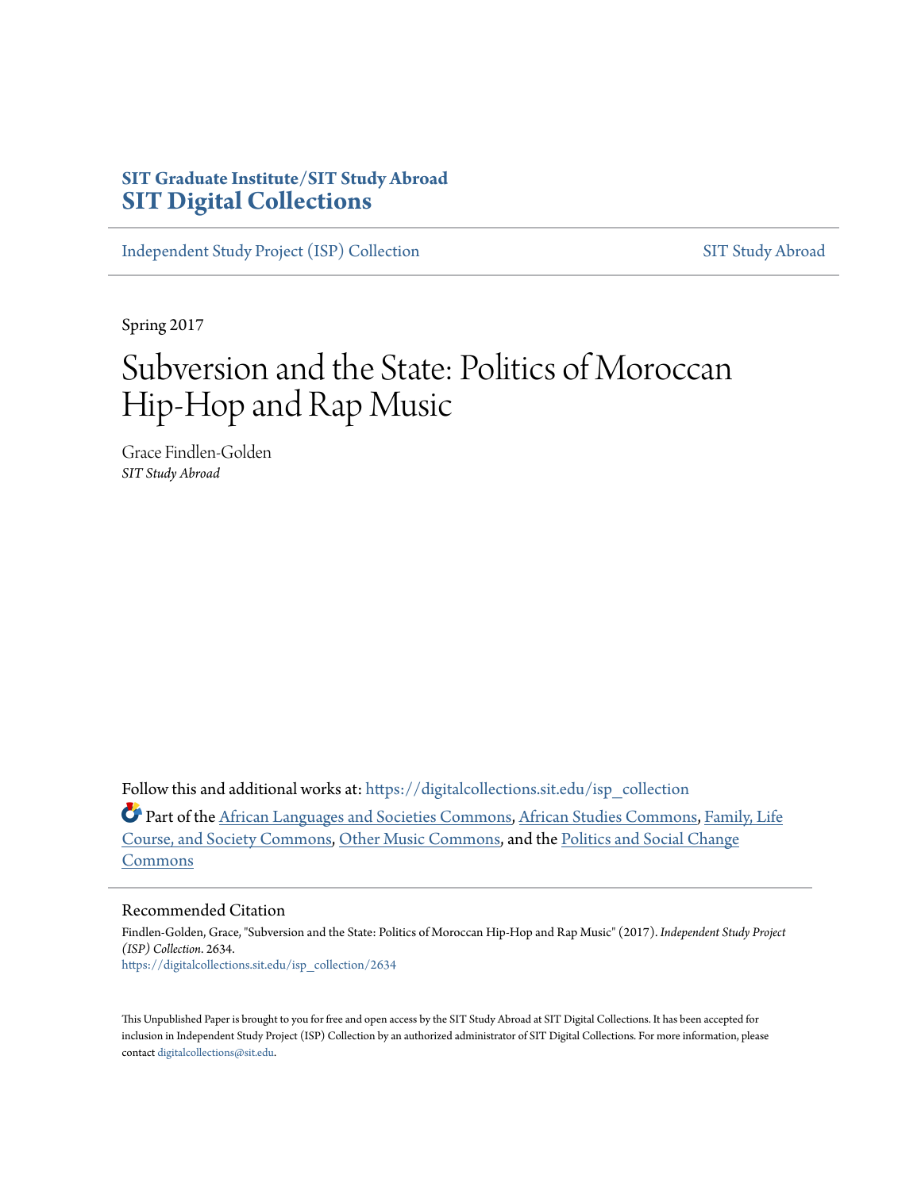**SIT Graduate Institute/SIT Study Abroad**
# SIT Digital Collections

Independent Study Project (ISP) Collection | SIT Study Abroad

Spring 2017

# Subversion and the State: Politics of Moroccan Hip-Hop and Rap Music

Grace Findlen-Golden
*SIT Study Abroad*

Follow this and additional works at: https://digitalcollections.sit.edu/isp_collection

Part of the African Languages and Societies Commons, African Studies Commons, Family, Life Course, and Society Commons, Other Music Commons, and the Politics and Social Change Commons

## Recommended Citation

Findlen-Golden, Grace, "Subversion and the State: Politics of Moroccan Hip-Hop and Rap Music" (2017). *Independent Study Project (ISP) Collection*. 2634.
https://digitalcollections.sit.edu/isp_collection/2634

This Unpublished Paper is brought to you for free and open access by the SIT Study Abroad at SIT Digital Collections. It has been accepted for inclusion in Independent Study Project (ISP) Collection by an authorized administrator of SIT Digital Collections. For more information, please contact digitalcollections@sit.edu.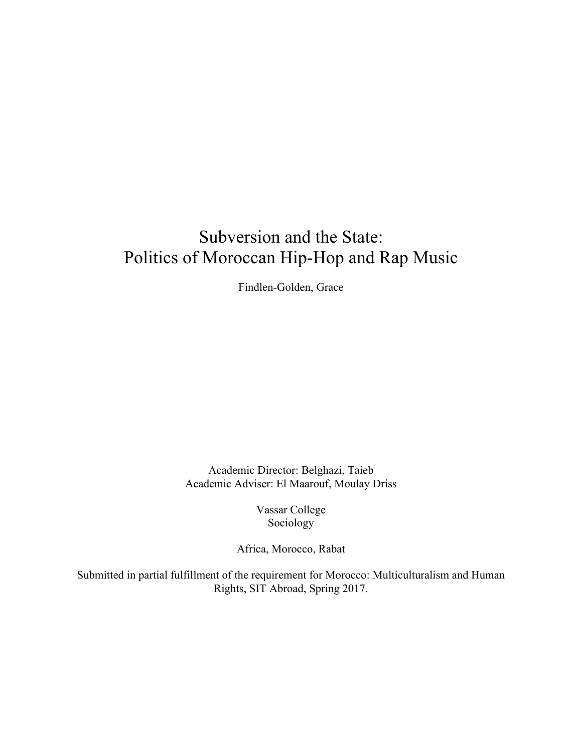# Subversion and the State:
# Politics of Moroccan Hip-Hop and Rap Music

Findlen-Golden, Grace

Academic Director: Belghazi, Taieb
Academic Adviser: El Maarouf, Moulay Driss

Vassar College
Sociology

Africa, Morocco, Rabat

Submitted in partial fulfillment of the requirement for Morocco: Multiculturalism and Human Rights, SIT Abroad, Spring 2017.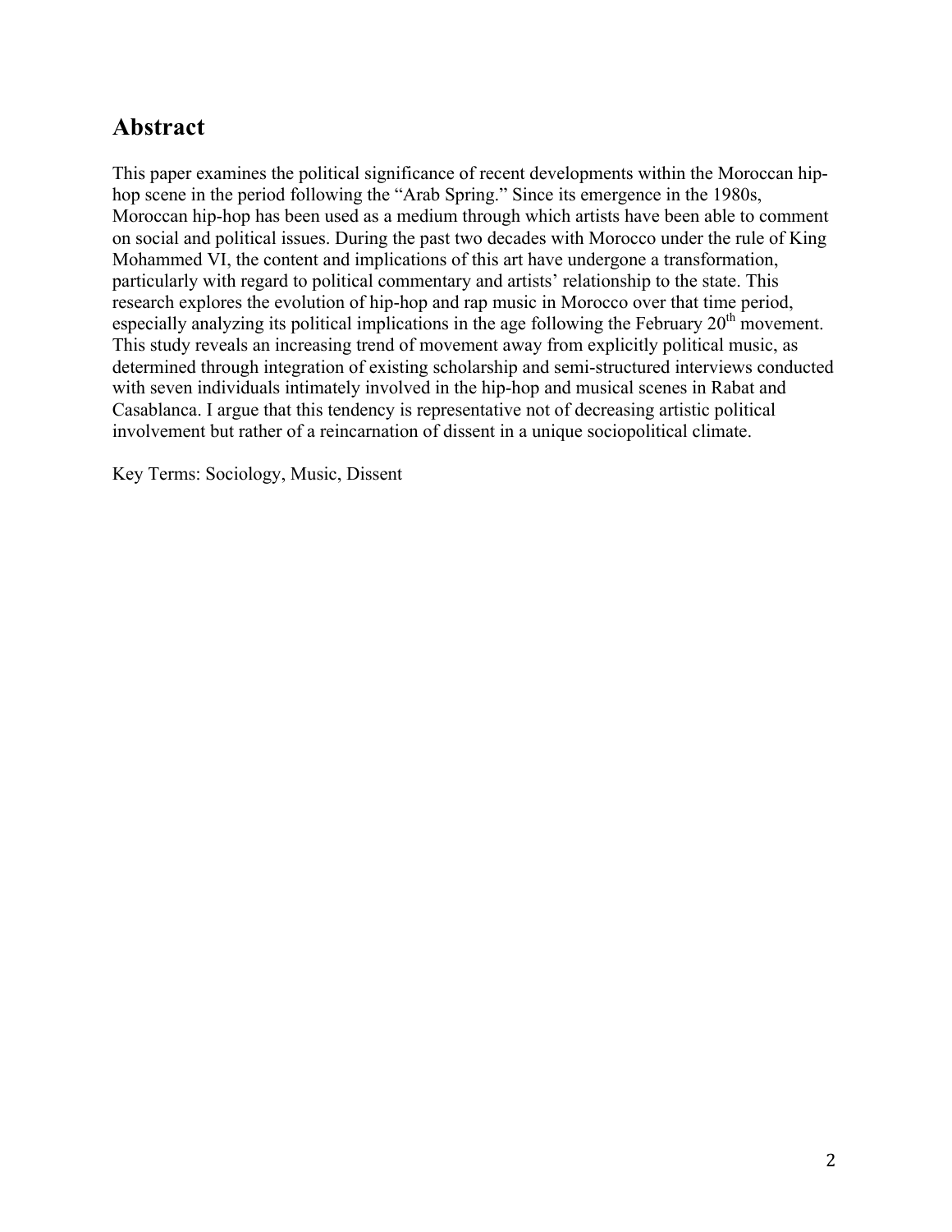## Abstract

This paper examines the political significance of recent developments within the Moroccan hip-hop scene in the period following the "Arab Spring." Since its emergence in the 1980s, Moroccan hip-hop has been used as a medium through which artists have been able to comment on social and political issues. During the past two decades with Morocco under the rule of King Mohammed VI, the content and implications of this art have undergone a transformation, particularly with regard to political commentary and artists' relationship to the state. This research explores the evolution of hip-hop and rap music in Morocco over that time period, especially analyzing its political implications in the age following the February 20th movement. This study reveals an increasing trend of movement away from explicitly political music, as determined through integration of existing scholarship and semi-structured interviews conducted with seven individuals intimately involved in the hip-hop and musical scenes in Rabat and Casablanca. I argue that this tendency is representative not of decreasing artistic political involvement but rather of a reincarnation of dissent in a unique sociopolitical climate.

Key Terms: Sociology, Music, Dissent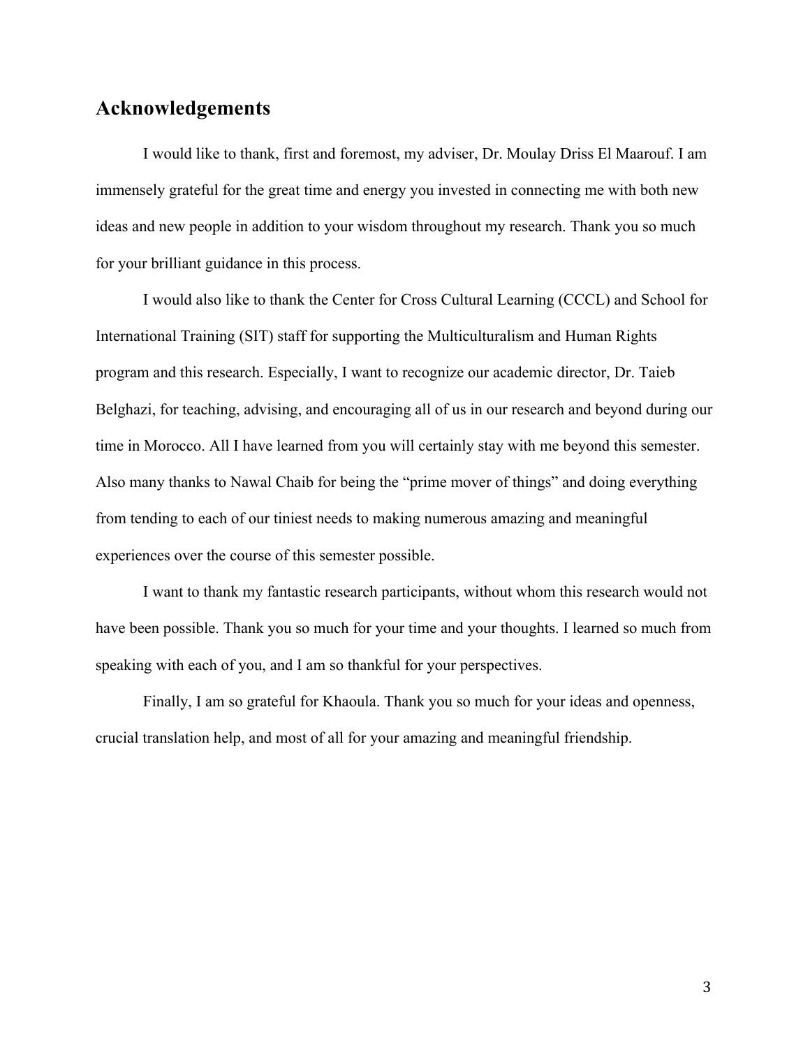## Acknowledgements

I would like to thank, first and foremost, my adviser, Dr. Moulay Driss El Maarouf. I am immensely grateful for the great time and energy you invested in connecting me with both new ideas and new people in addition to your wisdom throughout my research. Thank you so much for your brilliant guidance in this process.

I would also like to thank the Center for Cross Cultural Learning (CCCL) and School for International Training (SIT) staff for supporting the Multiculturalism and Human Rights program and this research. Especially, I want to recognize our academic director, Dr. Taieb Belghazi, for teaching, advising, and encouraging all of us in our research and beyond during our time in Morocco. All I have learned from you will certainly stay with me beyond this semester. Also many thanks to Nawal Chaib for being the "prime mover of things" and doing everything from tending to each of our tiniest needs to making numerous amazing and meaningful experiences over the course of this semester possible.

I want to thank my fantastic research participants, without whom this research would not have been possible. Thank you so much for your time and your thoughts. I learned so much from speaking with each of you, and I am so thankful for your perspectives.

Finally, I am so grateful for Khaoula. Thank you so much for your ideas and openness, crucial translation help, and most of all for your amazing and meaningful friendship.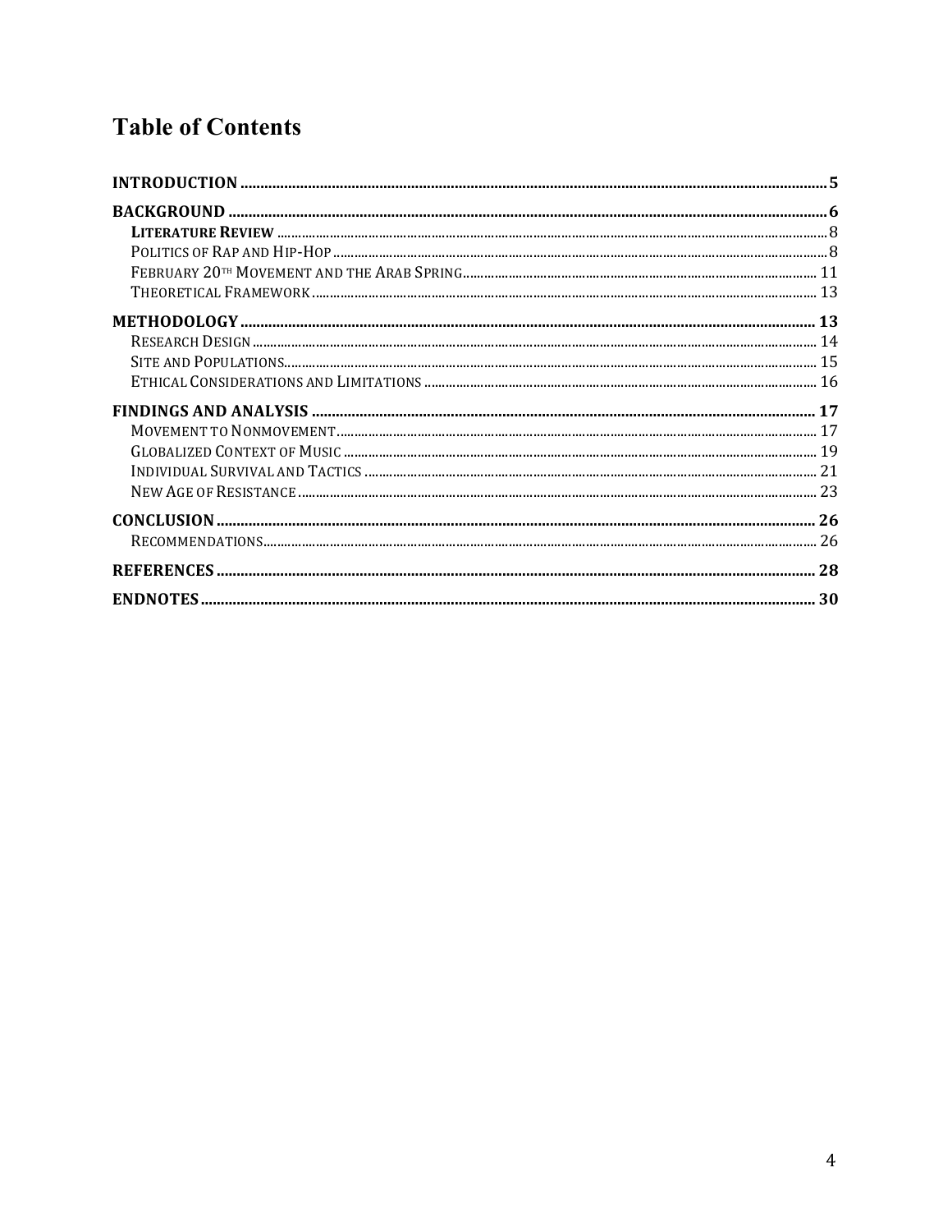# Table of Contents

**INTRODUCTION** .......... **5**

**BACKGROUND** .......... **6**

- **LITERATURE REVIEW** .......... 8
- POLITICS OF RAP AND HIP-HOP .......... 8
- FEBRUARY 20TH MOVEMENT AND THE ARAB SPRING .......... 11
- THEORETICAL FRAMEWORK .......... 13

**METHODOLOGY** .......... **13**

- RESEARCH DESIGN .......... 14
- SITE AND POPULATIONS .......... 15
- ETHICAL CONSIDERATIONS AND LIMITATIONS .......... 16

**FINDINGS AND ANALYSIS** .......... **17**

- MOVEMENT TO NONMOVEMENT .......... 17
- GLOBALIZED CONTEXT OF MUSIC .......... 19
- INDIVIDUAL SURVIVAL AND TACTICS .......... 21
- NEW AGE OF RESISTANCE .......... 23

**CONCLUSION** .......... **26**

- RECOMMENDATIONS .......... 26

**REFERENCES** .......... **28**

**ENDNOTES** .......... **30**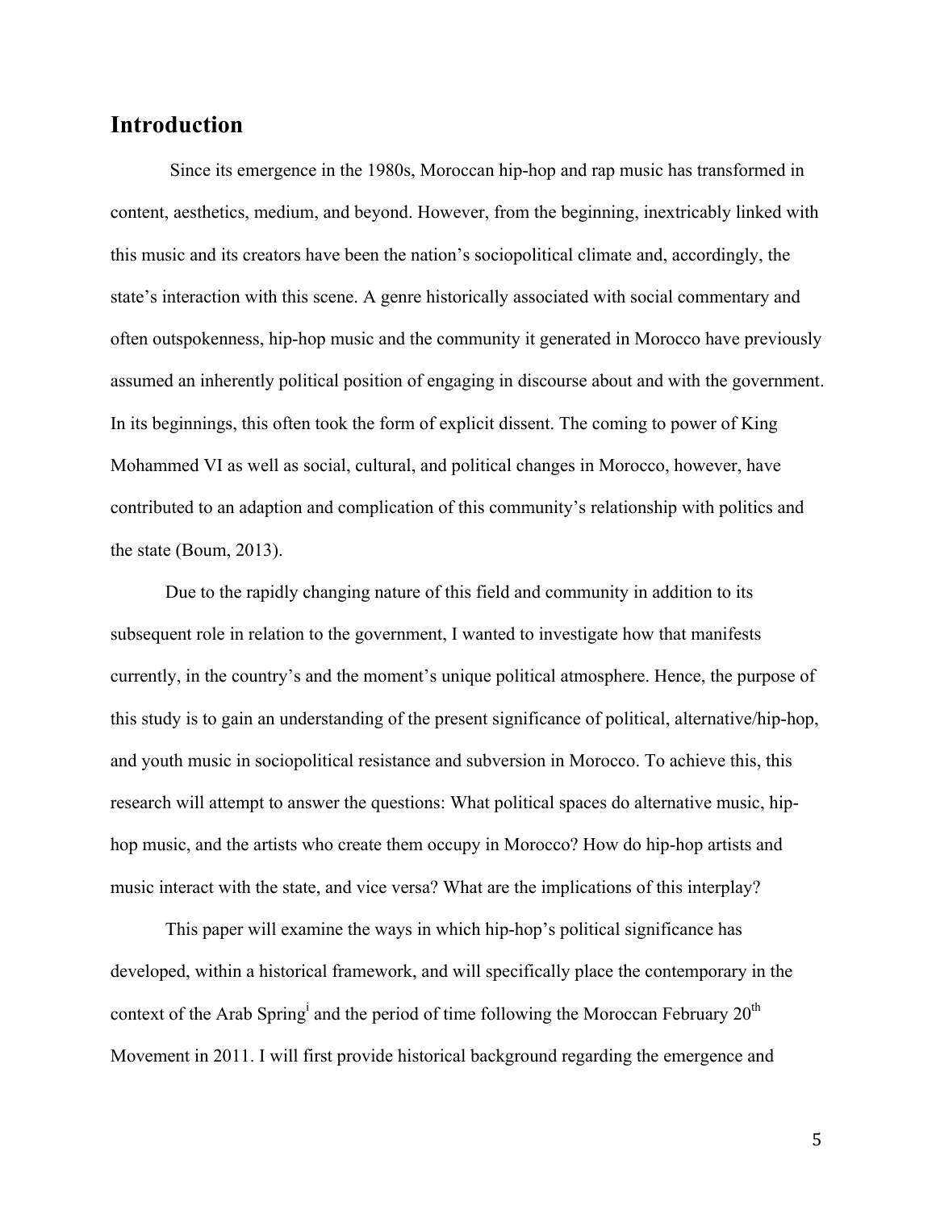## Introduction

Since its emergence in the 1980s, Moroccan hip-hop and rap music has transformed in content, aesthetics, medium, and beyond. However, from the beginning, inextricably linked with this music and its creators have been the nation's sociopolitical climate and, accordingly, the state's interaction with this scene. A genre historically associated with social commentary and often outspokenness, hip-hop music and the community it generated in Morocco have previously assumed an inherently political position of engaging in discourse about and with the government. In its beginnings, this often took the form of explicit dissent. The coming to power of King Mohammed VI as well as social, cultural, and political changes in Morocco, however, have contributed to an adaption and complication of this community's relationship with politics and the state (Boum, 2013).

Due to the rapidly changing nature of this field and community in addition to its subsequent role in relation to the government, I wanted to investigate how that manifests currently, in the country's and the moment's unique political atmosphere. Hence, the purpose of this study is to gain an understanding of the present significance of political, alternative/hip-hop, and youth music in sociopolitical resistance and subversion in Morocco. To achieve this, this research will attempt to answer the questions: What political spaces do alternative music, hip-hop music, and the artists who create them occupy in Morocco? How do hip-hop artists and music interact with the state, and vice versa? What are the implications of this interplay?

This paper will examine the ways in which hip-hop's political significance has developed, within a historical framework, and will specifically place the contemporary in the context of the Arab Spring[i] and the period of time following the Moroccan February 20th Movement in 2011. I will first provide historical background regarding the emergence and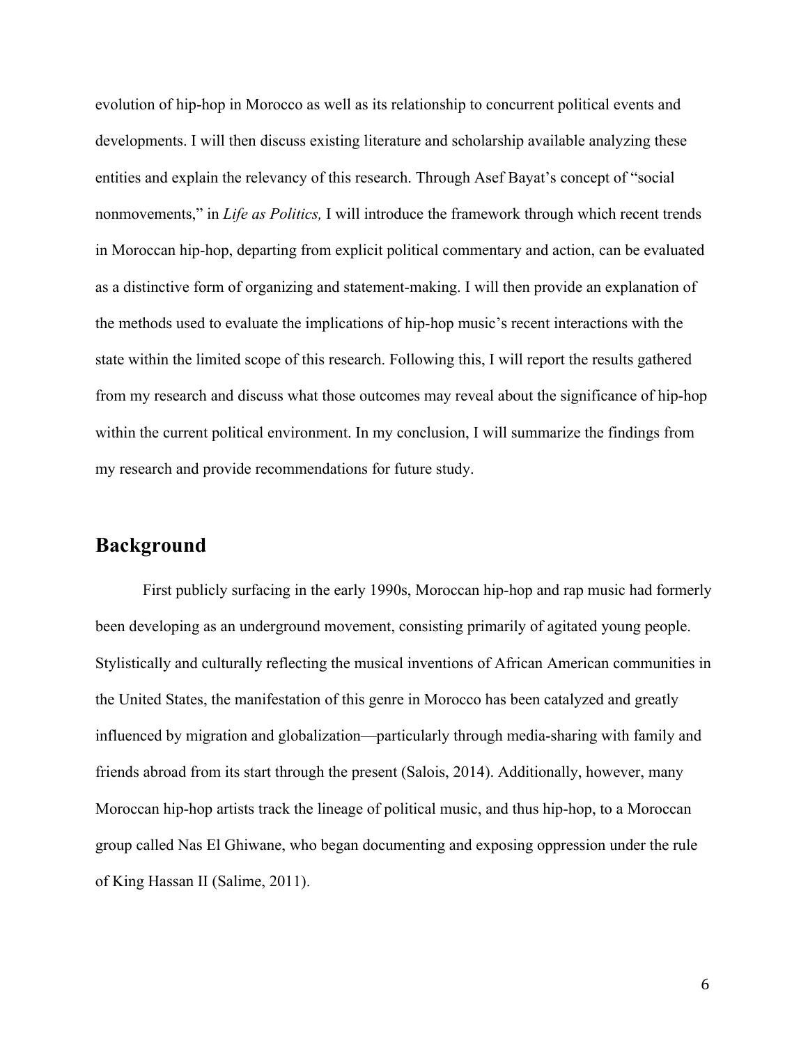evolution of hip-hop in Morocco as well as its relationship to concurrent political events and developments. I will then discuss existing literature and scholarship available analyzing these entities and explain the relevancy of this research. Through Asef Bayat's concept of "social nonmovements," in *Life as Politics,* I will introduce the framework through which recent trends in Moroccan hip-hop, departing from explicit political commentary and action, can be evaluated as a distinctive form of organizing and statement-making. I will then provide an explanation of the methods used to evaluate the implications of hip-hop music's recent interactions with the state within the limited scope of this research. Following this, I will report the results gathered from my research and discuss what those outcomes may reveal about the significance of hip-hop within the current political environment. In my conclusion, I will summarize the findings from my research and provide recommendations for future study.

## Background

First publicly surfacing in the early 1990s, Moroccan hip-hop and rap music had formerly been developing as an underground movement, consisting primarily of agitated young people. Stylistically and culturally reflecting the musical inventions of African American communities in the United States, the manifestation of this genre in Morocco has been catalyzed and greatly influenced by migration and globalization—particularly through media-sharing with family and friends abroad from its start through the present (Salois, 2014). Additionally, however, many Moroccan hip-hop artists track the lineage of political music, and thus hip-hop, to a Moroccan group called Nas El Ghiwane, who began documenting and exposing oppression under the rule of King Hassan II (Salime, 2011).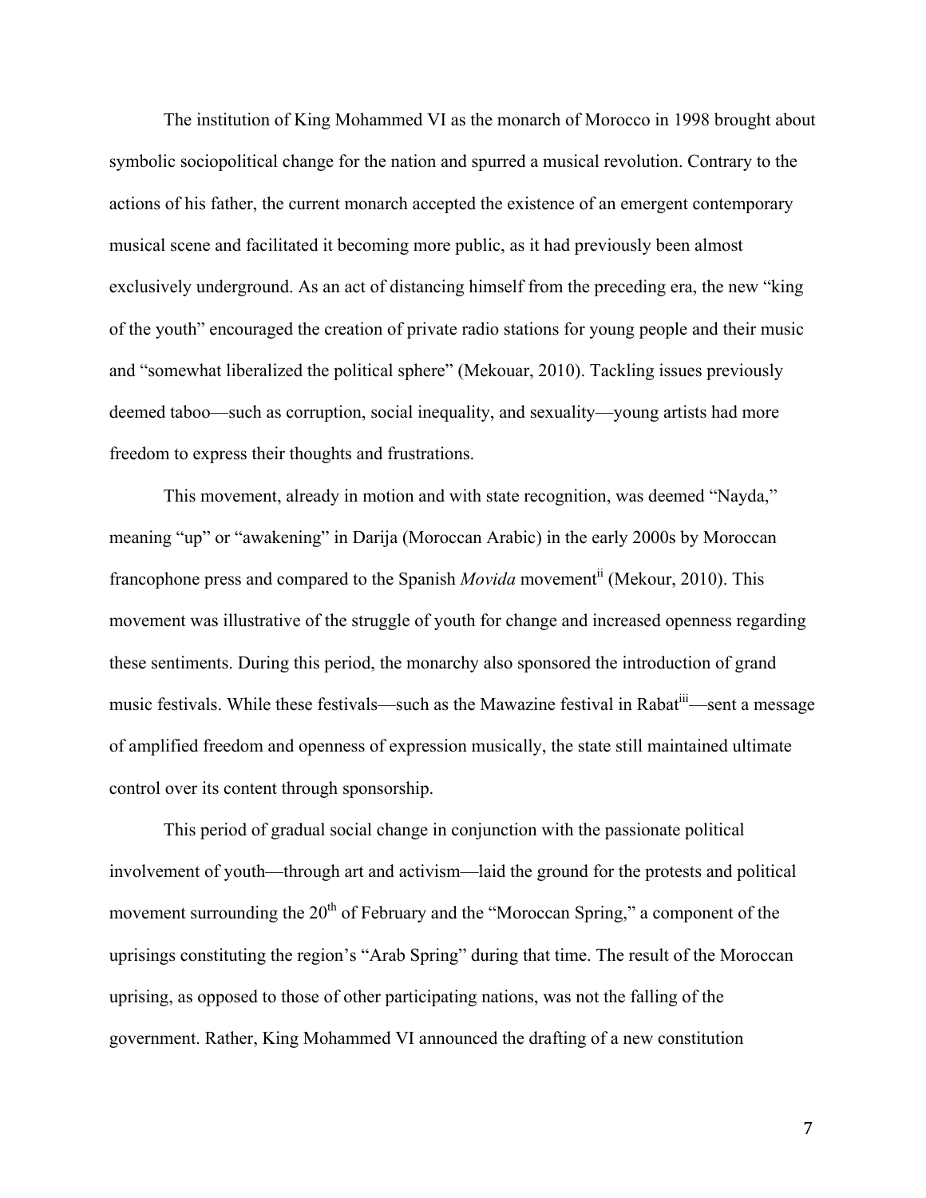The institution of King Mohammed VI as the monarch of Morocco in 1998 brought about symbolic sociopolitical change for the nation and spurred a musical revolution. Contrary to the actions of his father, the current monarch accepted the existence of an emergent contemporary musical scene and facilitated it becoming more public, as it had previously been almost exclusively underground. As an act of distancing himself from the preceding era, the new "king of the youth" encouraged the creation of private radio stations for young people and their music and "somewhat liberalized the political sphere" (Mekouar, 2010). Tackling issues previously deemed taboo—such as corruption, social inequality, and sexuality—young artists had more freedom to express their thoughts and frustrations.

This movement, already in motion and with state recognition, was deemed "Nayda," meaning "up" or "awakening" in Darija (Moroccan Arabic) in the early 2000s by Moroccan francophone press and compared to the Spanish *Movida* movement[ii] (Mekour, 2010). This movement was illustrative of the struggle of youth for change and increased openness regarding these sentiments. During this period, the monarchy also sponsored the introduction of grand music festivals. While these festivals—such as the Mawazine festival in Rabat[iii]—sent a message of amplified freedom and openness of expression musically, the state still maintained ultimate control over its content through sponsorship.

This period of gradual social change in conjunction with the passionate political involvement of youth—through art and activism—laid the ground for the protests and political movement surrounding the 20th of February and the "Moroccan Spring," a component of the uprisings constituting the region's "Arab Spring" during that time. The result of the Moroccan uprising, as opposed to those of other participating nations, was not the falling of the government. Rather, King Mohammed VI announced the drafting of a new constitution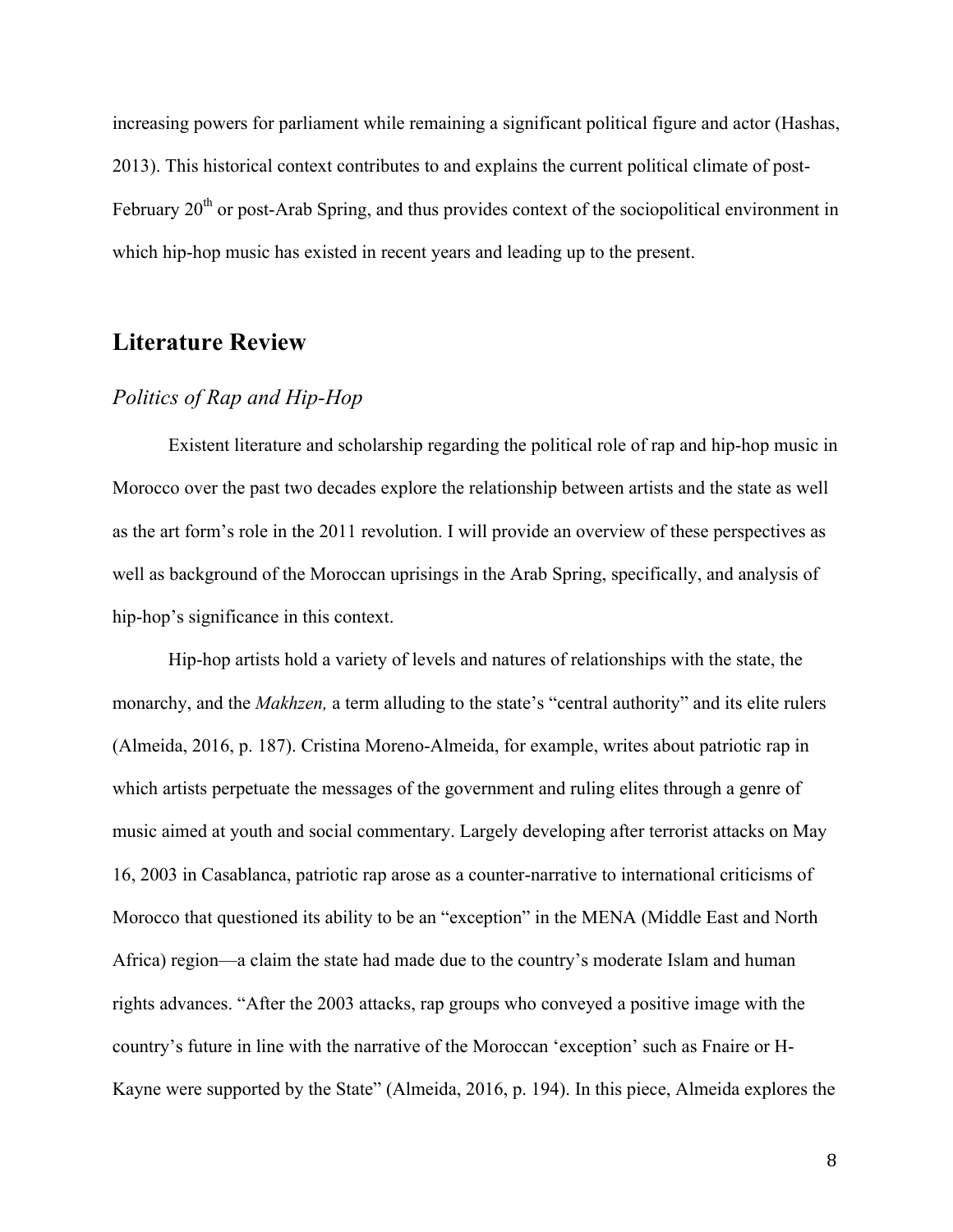increasing powers for parliament while remaining a significant political figure and actor (Hashas, 2013). This historical context contributes to and explains the current political climate of post-February 20th or post-Arab Spring, and thus provides context of the sociopolitical environment in which hip-hop music has existed in recent years and leading up to the present.

## Literature Review

### *Politics of Rap and Hip-Hop*

Existent literature and scholarship regarding the political role of rap and hip-hop music in Morocco over the past two decades explore the relationship between artists and the state as well as the art form's role in the 2011 revolution. I will provide an overview of these perspectives as well as background of the Moroccan uprisings in the Arab Spring, specifically, and analysis of hip-hop's significance in this context.

Hip-hop artists hold a variety of levels and natures of relationships with the state, the monarchy, and the *Makhzen,* a term alluding to the state's "central authority" and its elite rulers (Almeida, 2016, p. 187). Cristina Moreno-Almeida, for example, writes about patriotic rap in which artists perpetuate the messages of the government and ruling elites through a genre of music aimed at youth and social commentary. Largely developing after terrorist attacks on May 16, 2003 in Casablanca, patriotic rap arose as a counter-narrative to international criticisms of Morocco that questioned its ability to be an "exception" in the MENA (Middle East and North Africa) region—a claim the state had made due to the country's moderate Islam and human rights advances. "After the 2003 attacks, rap groups who conveyed a positive image with the country's future in line with the narrative of the Moroccan 'exception' such as Fnaire or H-Kayne were supported by the State" (Almeida, 2016, p. 194). In this piece, Almeida explores the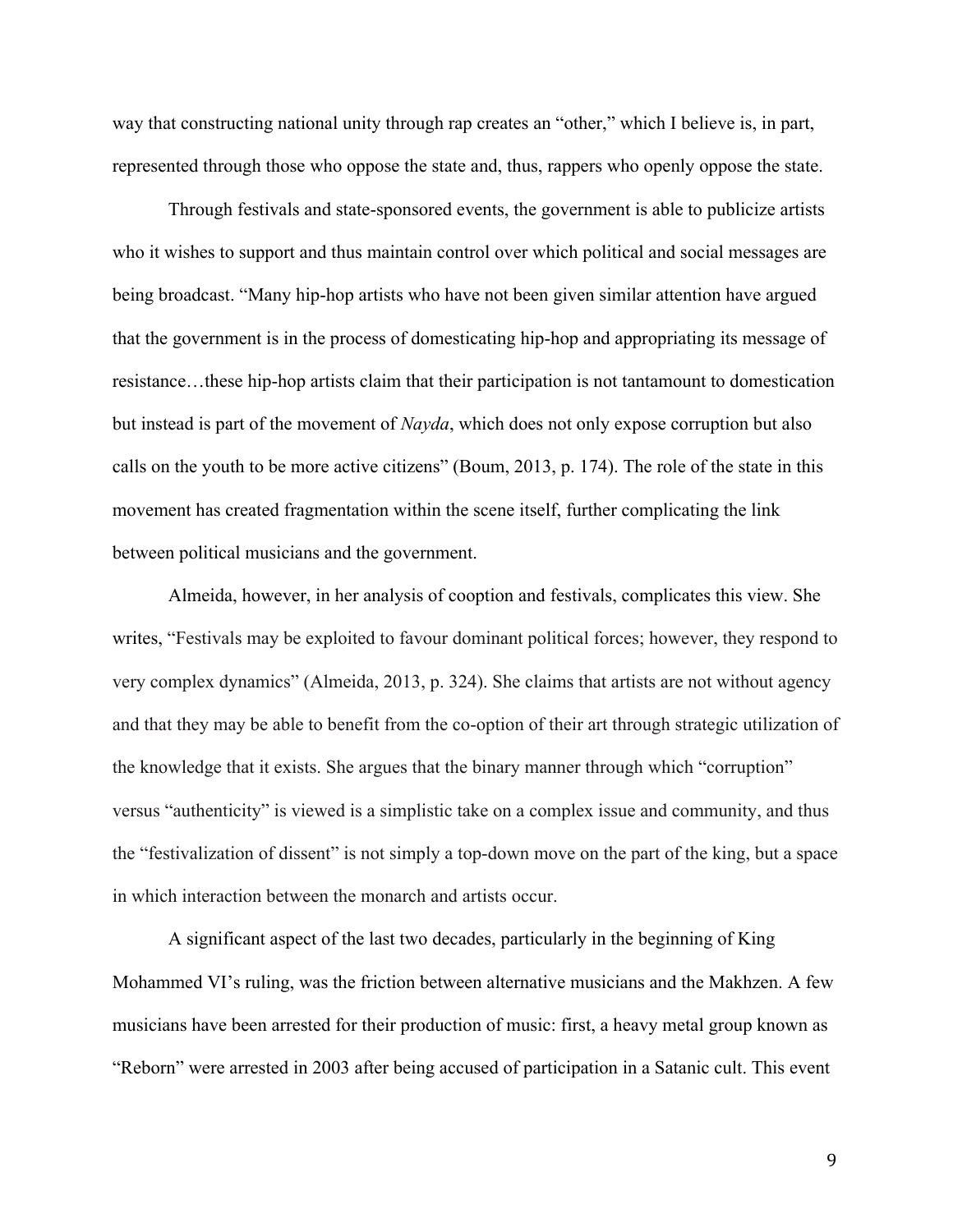way that constructing national unity through rap creates an "other," which I believe is, in part, represented through those who oppose the state and, thus, rappers who openly oppose the state.

Through festivals and state-sponsored events, the government is able to publicize artists who it wishes to support and thus maintain control over which political and social messages are being broadcast. "Many hip-hop artists who have not been given similar attention have argued that the government is in the process of domesticating hip-hop and appropriating its message of resistance…these hip-hop artists claim that their participation is not tantamount to domestication but instead is part of the movement of *Nayda*, which does not only expose corruption but also calls on the youth to be more active citizens" (Boum, 2013, p. 174). The role of the state in this movement has created fragmentation within the scene itself, further complicating the link between political musicians and the government.

Almeida, however, in her analysis of cooption and festivals, complicates this view. She writes, "Festivals may be exploited to favour dominant political forces; however, they respond to very complex dynamics" (Almeida, 2013, p. 324). She claims that artists are not without agency and that they may be able to benefit from the co-option of their art through strategic utilization of the knowledge that it exists. She argues that the binary manner through which "corruption" versus "authenticity" is viewed is a simplistic take on a complex issue and community, and thus the "festivalization of dissent" is not simply a top-down move on the part of the king, but a space in which interaction between the monarch and artists occur.

A significant aspect of the last two decades, particularly in the beginning of King Mohammed VI's ruling, was the friction between alternative musicians and the Makhzen. A few musicians have been arrested for their production of music: first, a heavy metal group known as "Reborn" were arrested in 2003 after being accused of participation in a Satanic cult. This event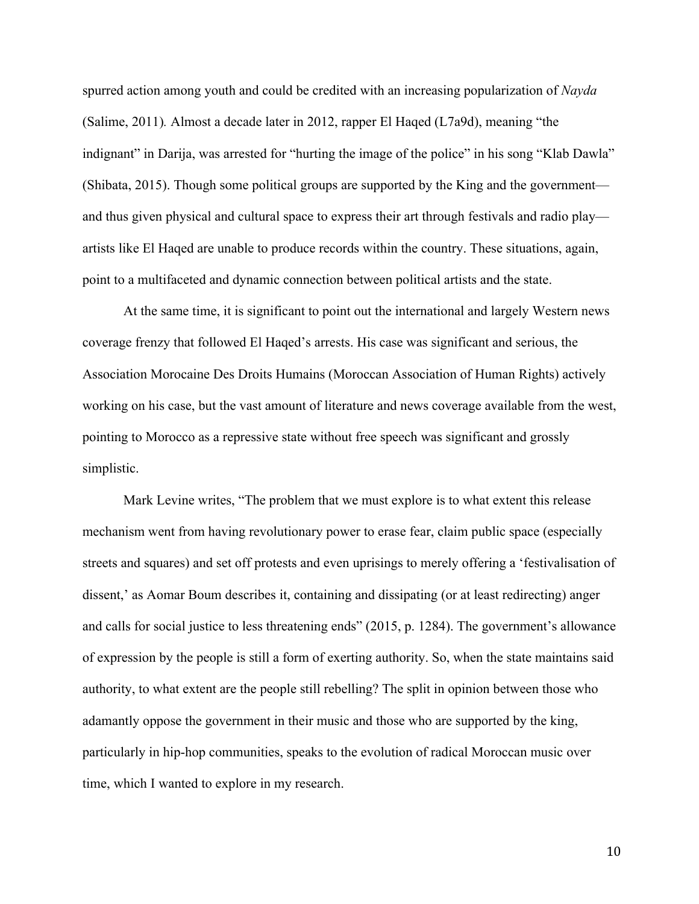spurred action among youth and could be credited with an increasing popularization of *Nayda* (Salime, 2011). Almost a decade later in 2012, rapper El Haqed (L7a9d), meaning "the indignant" in Darija, was arrested for "hurting the image of the police" in his song "Klab Dawla" (Shibata, 2015). Though some political groups are supported by the King and the government—and thus given physical and cultural space to express their art through festivals and radio play—artists like El Haqed are unable to produce records within the country. These situations, again, point to a multifaceted and dynamic connection between political artists and the state.

At the same time, it is significant to point out the international and largely Western news coverage frenzy that followed El Haqed's arrests. His case was significant and serious, the Association Morocaine Des Droits Humains (Moroccan Association of Human Rights) actively working on his case, but the vast amount of literature and news coverage available from the west, pointing to Morocco as a repressive state without free speech was significant and grossly simplistic.

Mark Levine writes, "The problem that we must explore is to what extent this release mechanism went from having revolutionary power to erase fear, claim public space (especially streets and squares) and set off protests and even uprisings to merely offering a 'festivalisation of dissent,' as Aomar Boum describes it, containing and dissipating (or at least redirecting) anger and calls for social justice to less threatening ends" (2015, p. 1284). The government's allowance of expression by the people is still a form of exerting authority. So, when the state maintains said authority, to what extent are the people still rebelling? The split in opinion between those who adamantly oppose the government in their music and those who are supported by the king, particularly in hip-hop communities, speaks to the evolution of radical Moroccan music over time, which I wanted to explore in my research.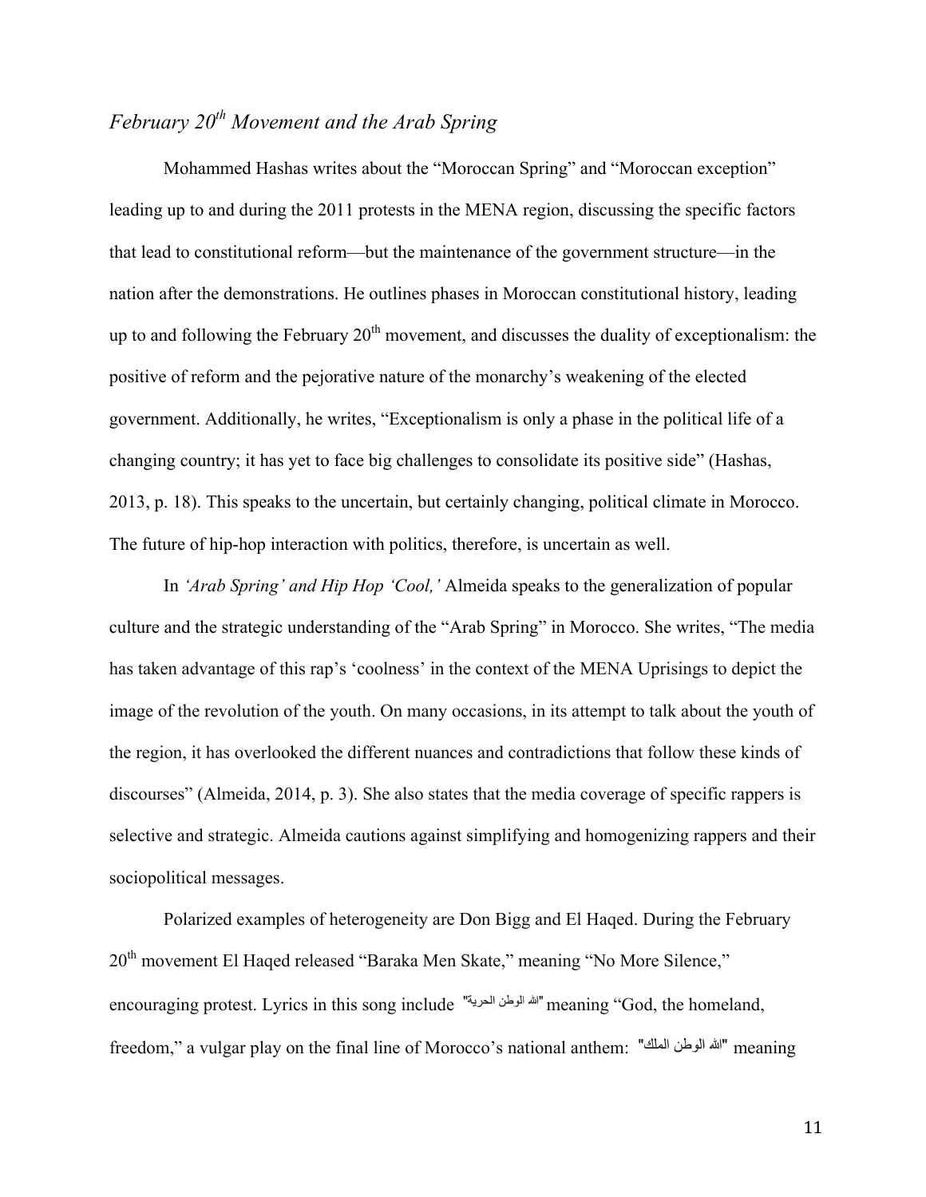## *February 20th Movement and the Arab Spring*

Mohammed Hashas writes about the "Moroccan Spring" and "Moroccan exception" leading up to and during the 2011 protests in the MENA region, discussing the specific factors that lead to constitutional reform—but the maintenance of the government structure—in the nation after the demonstrations. He outlines phases in Moroccan constitutional history, leading up to and following the February 20th movement, and discusses the duality of exceptionalism: the positive of reform and the pejorative nature of the monarchy's weakening of the elected government. Additionally, he writes, "Exceptionalism is only a phase in the political life of a changing country; it has yet to face big challenges to consolidate its positive side" (Hashas, 2013, p. 18). This speaks to the uncertain, but certainly changing, political climate in Morocco. The future of hip-hop interaction with politics, therefore, is uncertain as well.

In *'Arab Spring' and Hip Hop 'Cool,'* Almeida speaks to the generalization of popular culture and the strategic understanding of the "Arab Spring" in Morocco. She writes, "The media has taken advantage of this rap's 'coolness' in the context of the MENA Uprisings to depict the image of the revolution of the youth. On many occasions, in its attempt to talk about the youth of the region, it has overlooked the different nuances and contradictions that follow these kinds of discourses" (Almeida, 2014, p. 3). She also states that the media coverage of specific rappers is selective and strategic. Almeida cautions against simplifying and homogenizing rappers and their sociopolitical messages.

Polarized examples of heterogeneity are Don Bigg and El Haqed. During the February 20th movement El Haqed released "Baraka Men Skate," meaning "No More Silence," encouraging protest. Lyrics in this song include "الله الوطن الحرية" meaning "God, the homeland, freedom," a vulgar play on the final line of Morocco's national anthem: "الله الوطن الملك" meaning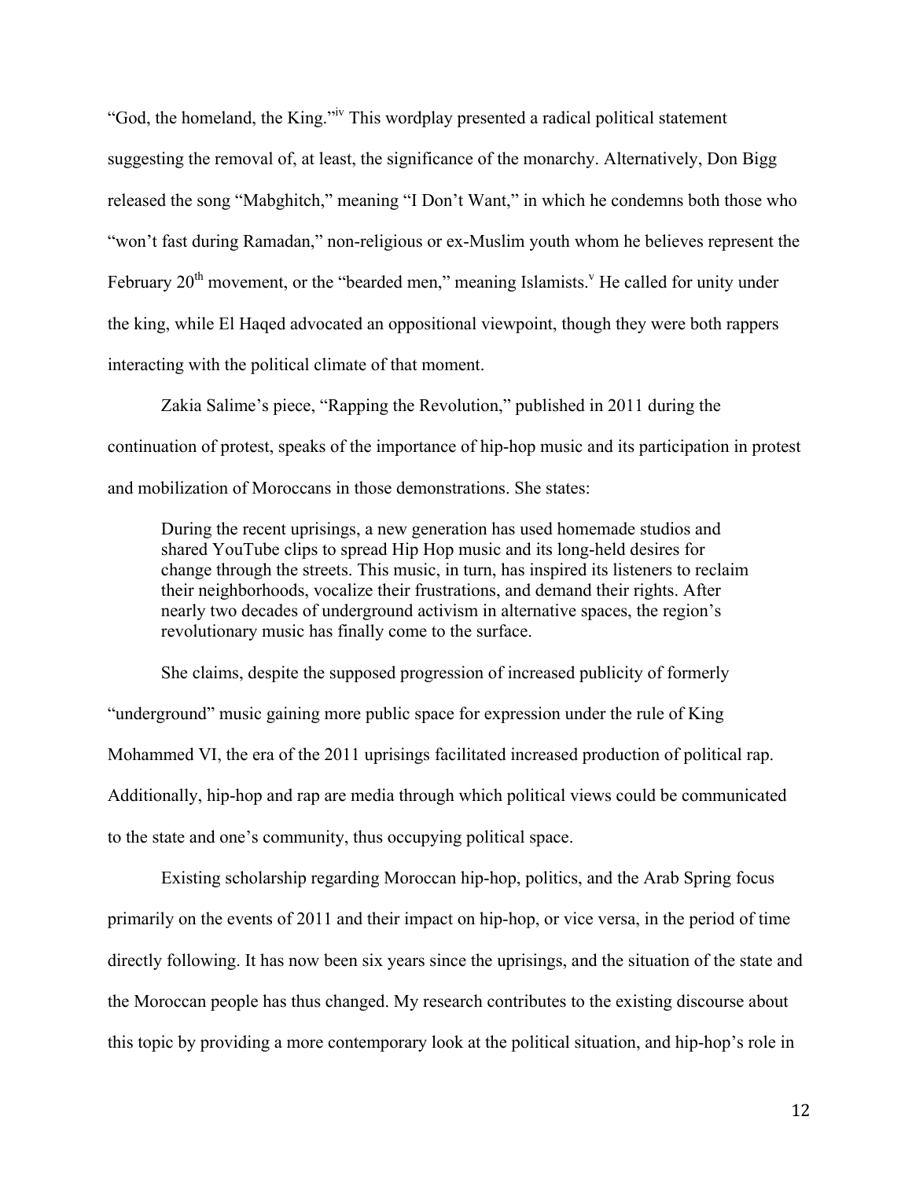"God, the homeland, the King."[iv] This wordplay presented a radical political statement suggesting the removal of, at least, the significance of the monarchy. Alternatively, Don Bigg released the song "Mabghitch," meaning "I Don't Want," in which he condemns both those who "won't fast during Ramadan," non-religious or ex-Muslim youth whom he believes represent the February 20th movement, or the "bearded men," meaning Islamists.[v] He called for unity under the king, while El Haqed advocated an oppositional viewpoint, though they were both rappers interacting with the political climate of that moment.

Zakia Salime's piece, "Rapping the Revolution," published in 2011 during the continuation of protest, speaks of the importance of hip-hop music and its participation in protest and mobilization of Moroccans in those demonstrations. She states:

> During the recent uprisings, a new generation has used homemade studios and shared YouTube clips to spread Hip Hop music and its long-held desires for change through the streets. This music, in turn, has inspired its listeners to reclaim their neighborhoods, vocalize their frustrations, and demand their rights. After nearly two decades of underground activism in alternative spaces, the region's revolutionary music has finally come to the surface.

She claims, despite the supposed progression of increased publicity of formerly "underground" music gaining more public space for expression under the rule of King Mohammed VI, the era of the 2011 uprisings facilitated increased production of political rap. Additionally, hip-hop and rap are media through which political views could be communicated to the state and one's community, thus occupying political space.

Existing scholarship regarding Moroccan hip-hop, politics, and the Arab Spring focus primarily on the events of 2011 and their impact on hip-hop, or vice versa, in the period of time directly following. It has now been six years since the uprisings, and the situation of the state and the Moroccan people has thus changed. My research contributes to the existing discourse about this topic by providing a more contemporary look at the political situation, and hip-hop's role in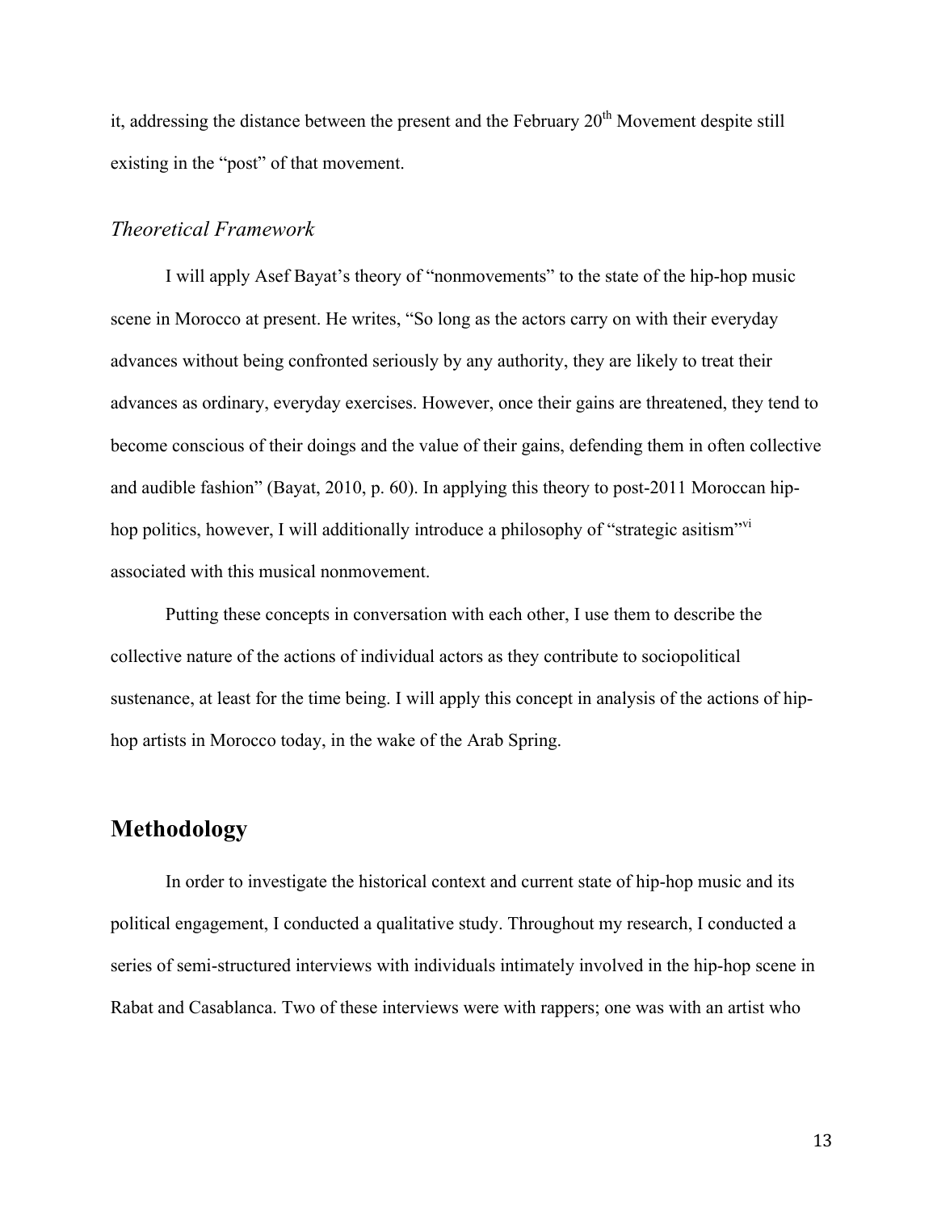it, addressing the distance between the present and the February 20th Movement despite still existing in the "post" of that movement.

### *Theoretical Framework*

I will apply Asef Bayat's theory of "nonmovements" to the state of the hip-hop music scene in Morocco at present. He writes, "So long as the actors carry on with their everyday advances without being confronted seriously by any authority, they are likely to treat their advances as ordinary, everyday exercises. However, once their gains are threatened, they tend to become conscious of their doings and the value of their gains, defending them in often collective and audible fashion" (Bayat, 2010, p. 60). In applying this theory to post-2011 Moroccan hip-hop politics, however, I will additionally introduce a philosophy of "strategic asitism"[vi] associated with this musical nonmovement.

Putting these concepts in conversation with each other, I use them to describe the collective nature of the actions of individual actors as they contribute to sociopolitical sustenance, at least for the time being. I will apply this concept in analysis of the actions of hip-hop artists in Morocco today, in the wake of the Arab Spring.

## Methodology

In order to investigate the historical context and current state of hip-hop music and its political engagement, I conducted a qualitative study. Throughout my research, I conducted a series of semi-structured interviews with individuals intimately involved in the hip-hop scene in Rabat and Casablanca. Two of these interviews were with rappers; one was with an artist who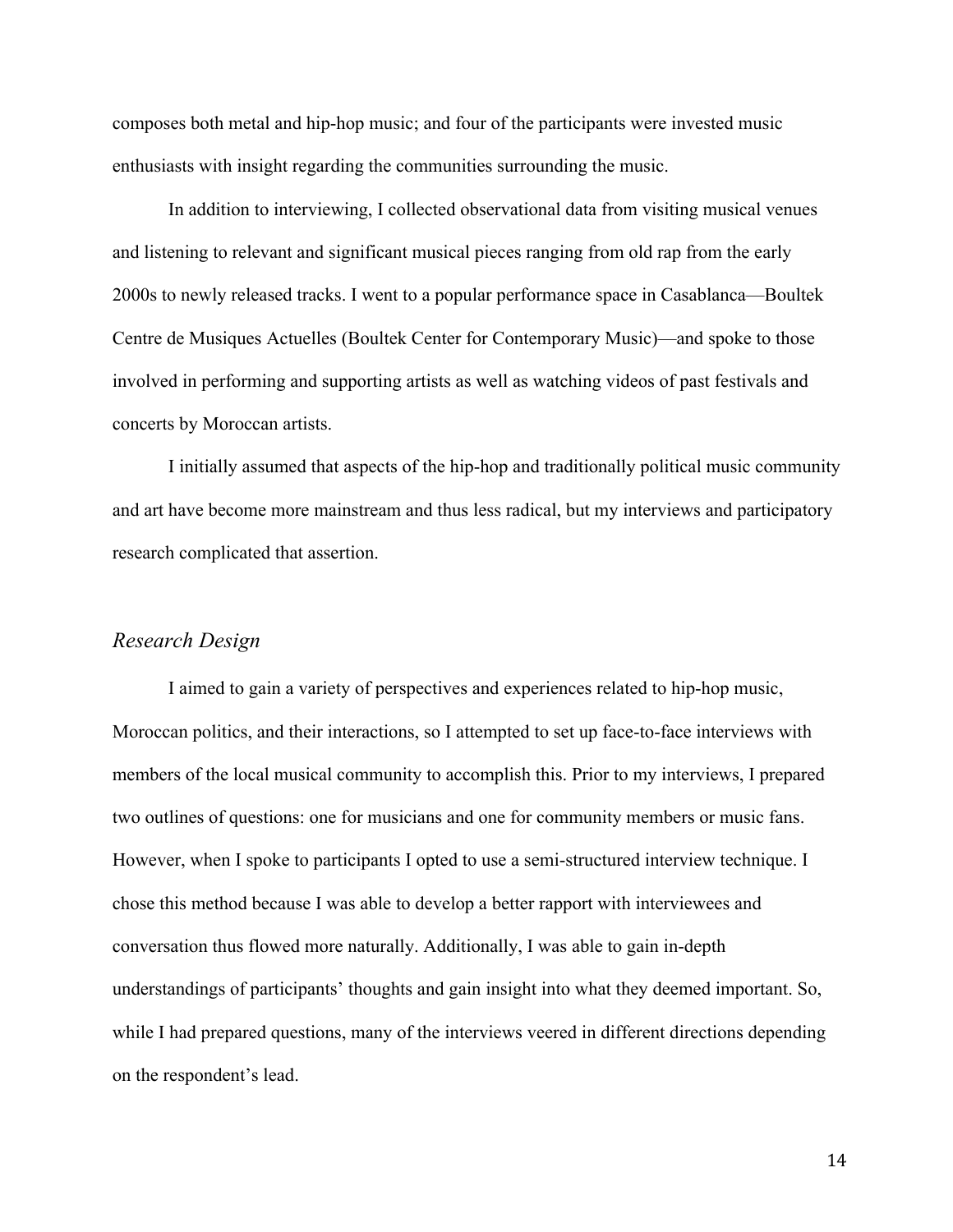composes both metal and hip-hop music; and four of the participants were invested music enthusiasts with insight regarding the communities surrounding the music.

In addition to interviewing, I collected observational data from visiting musical venues and listening to relevant and significant musical pieces ranging from old rap from the early 2000s to newly released tracks. I went to a popular performance space in Casablanca—Boultek Centre de Musiques Actuelles (Boultek Center for Contemporary Music)—and spoke to those involved in performing and supporting artists as well as watching videos of past festivals and concerts by Moroccan artists.

I initially assumed that aspects of the hip-hop and traditionally political music community and art have become more mainstream and thus less radical, but my interviews and participatory research complicated that assertion.

## *Research Design*

I aimed to gain a variety of perspectives and experiences related to hip-hop music, Moroccan politics, and their interactions, so I attempted to set up face-to-face interviews with members of the local musical community to accomplish this. Prior to my interviews, I prepared two outlines of questions: one for musicians and one for community members or music fans. However, when I spoke to participants I opted to use a semi-structured interview technique. I chose this method because I was able to develop a better rapport with interviewees and conversation thus flowed more naturally. Additionally, I was able to gain in-depth understandings of participants' thoughts and gain insight into what they deemed important. So, while I had prepared questions, many of the interviews veered in different directions depending on the respondent's lead.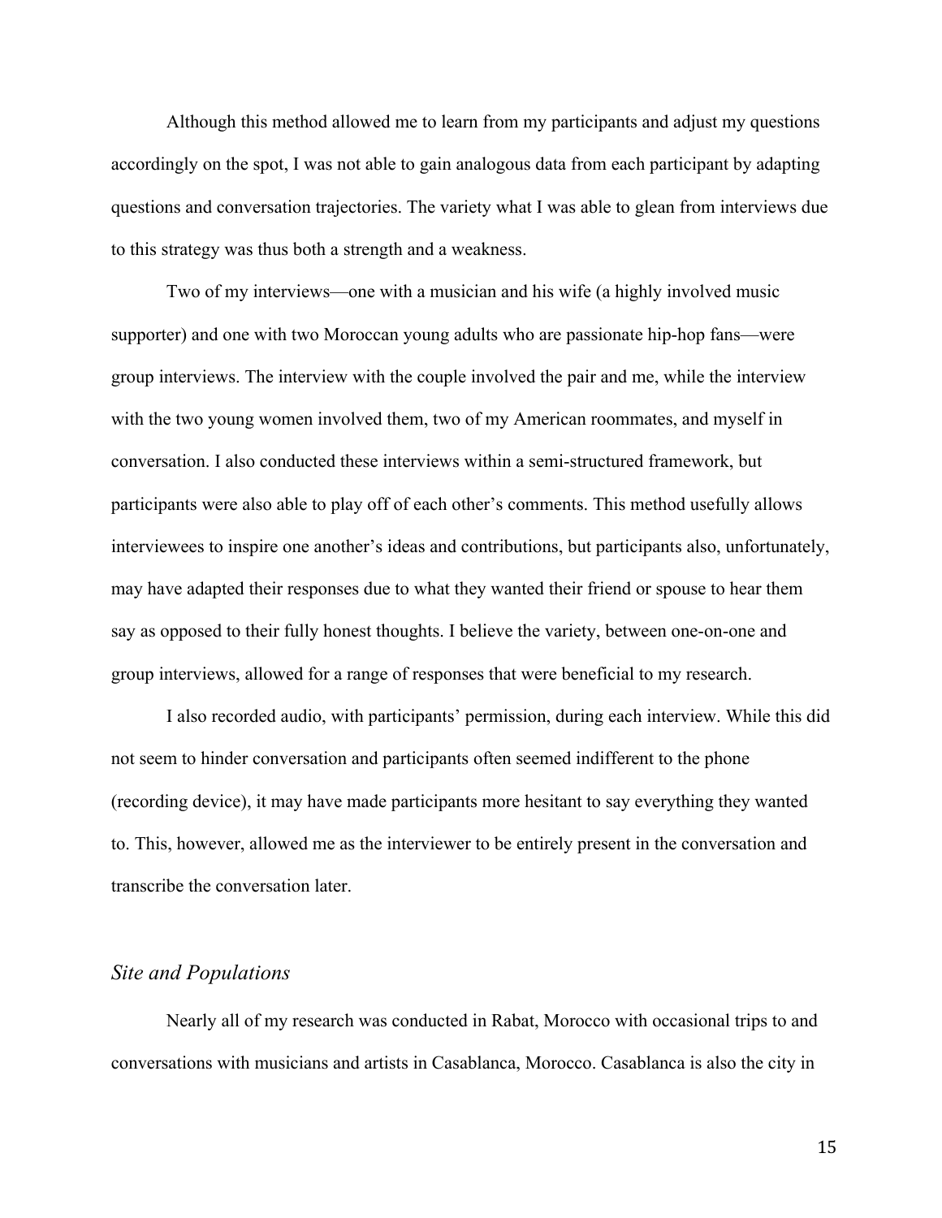Although this method allowed me to learn from my participants and adjust my questions accordingly on the spot, I was not able to gain analogous data from each participant by adapting questions and conversation trajectories. The variety what I was able to glean from interviews due to this strategy was thus both a strength and a weakness.

Two of my interviews—one with a musician and his wife (a highly involved music supporter) and one with two Moroccan young adults who are passionate hip-hop fans—were group interviews. The interview with the couple involved the pair and me, while the interview with the two young women involved them, two of my American roommates, and myself in conversation. I also conducted these interviews within a semi-structured framework, but participants were also able to play off of each other's comments. This method usefully allows interviewees to inspire one another's ideas and contributions, but participants also, unfortunately, may have adapted their responses due to what they wanted their friend or spouse to hear them say as opposed to their fully honest thoughts. I believe the variety, between one-on-one and group interviews, allowed for a range of responses that were beneficial to my research.

I also recorded audio, with participants' permission, during each interview. While this did not seem to hinder conversation and participants often seemed indifferent to the phone (recording device), it may have made participants more hesitant to say everything they wanted to. This, however, allowed me as the interviewer to be entirely present in the conversation and transcribe the conversation later.

## *Site and Populations*

Nearly all of my research was conducted in Rabat, Morocco with occasional trips to and conversations with musicians and artists in Casablanca, Morocco. Casablanca is also the city in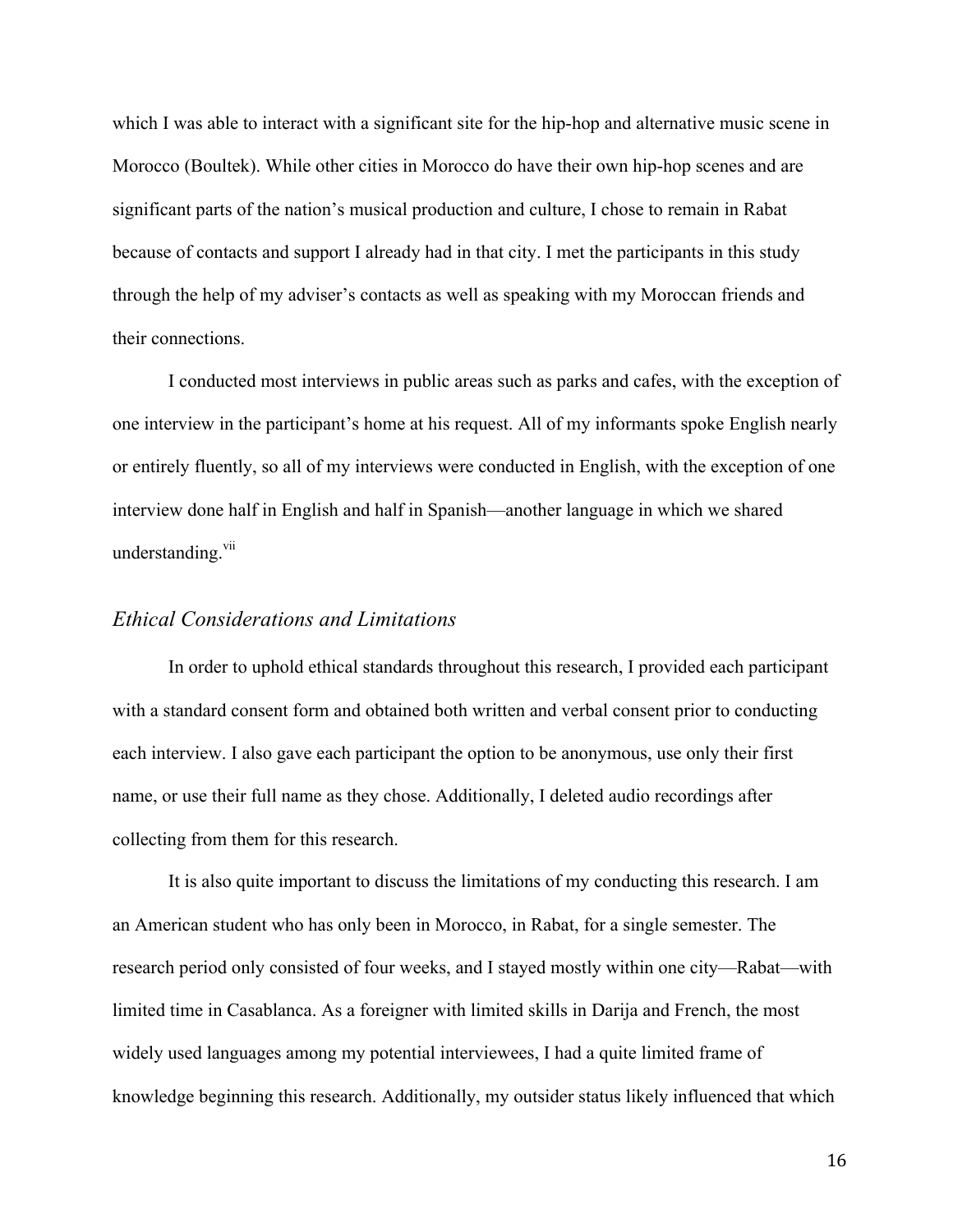which I was able to interact with a significant site for the hip-hop and alternative music scene in Morocco (Boultek). While other cities in Morocco do have their own hip-hop scenes and are significant parts of the nation's musical production and culture, I chose to remain in Rabat because of contacts and support I already had in that city. I met the participants in this study through the help of my adviser's contacts as well as speaking with my Moroccan friends and their connections.

I conducted most interviews in public areas such as parks and cafes, with the exception of one interview in the participant's home at his request. All of my informants spoke English nearly or entirely fluently, so all of my interviews were conducted in English, with the exception of one interview done half in English and half in Spanish—another language in which we shared understanding.[vii]

### *Ethical Considerations and Limitations*

In order to uphold ethical standards throughout this research, I provided each participant with a standard consent form and obtained both written and verbal consent prior to conducting each interview. I also gave each participant the option to be anonymous, use only their first name, or use their full name as they chose. Additionally, I deleted audio recordings after collecting from them for this research.

It is also quite important to discuss the limitations of my conducting this research. I am an American student who has only been in Morocco, in Rabat, for a single semester. The research period only consisted of four weeks, and I stayed mostly within one city—Rabat—with limited time in Casablanca. As a foreigner with limited skills in Darija and French, the most widely used languages among my potential interviewees, I had a quite limited frame of knowledge beginning this research. Additionally, my outsider status likely influenced that which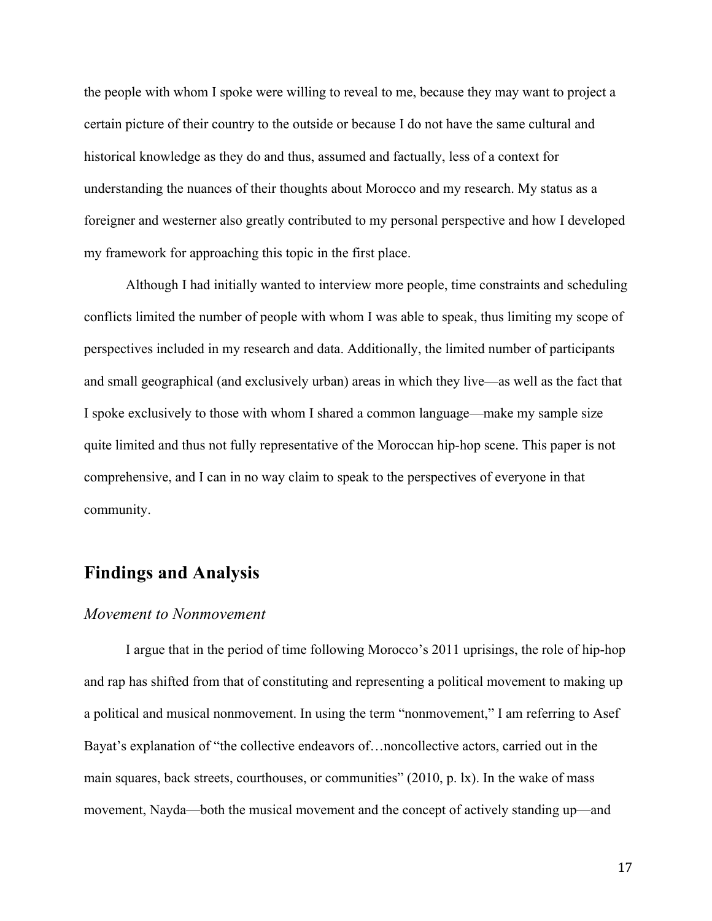the people with whom I spoke were willing to reveal to me, because they may want to project a certain picture of their country to the outside or because I do not have the same cultural and historical knowledge as they do and thus, assumed and factually, less of a context for understanding the nuances of their thoughts about Morocco and my research. My status as a foreigner and westerner also greatly contributed to my personal perspective and how I developed my framework for approaching this topic in the first place.

Although I had initially wanted to interview more people, time constraints and scheduling conflicts limited the number of people with whom I was able to speak, thus limiting my scope of perspectives included in my research and data. Additionally, the limited number of participants and small geographical (and exclusively urban) areas in which they live—as well as the fact that I spoke exclusively to those with whom I shared a common language—make my sample size quite limited and thus not fully representative of the Moroccan hip-hop scene. This paper is not comprehensive, and I can in no way claim to speak to the perspectives of everyone in that community.

## Findings and Analysis

### *Movement to Nonmovement*

I argue that in the period of time following Morocco's 2011 uprisings, the role of hip-hop and rap has shifted from that of constituting and representing a political movement to making up a political and musical nonmovement. In using the term "nonmovement," I am referring to Asef Bayat's explanation of "the collective endeavors of…noncollective actors, carried out in the main squares, back streets, courthouses, or communities" (2010, p. lx). In the wake of mass movement, Nayda—both the musical movement and the concept of actively standing up—and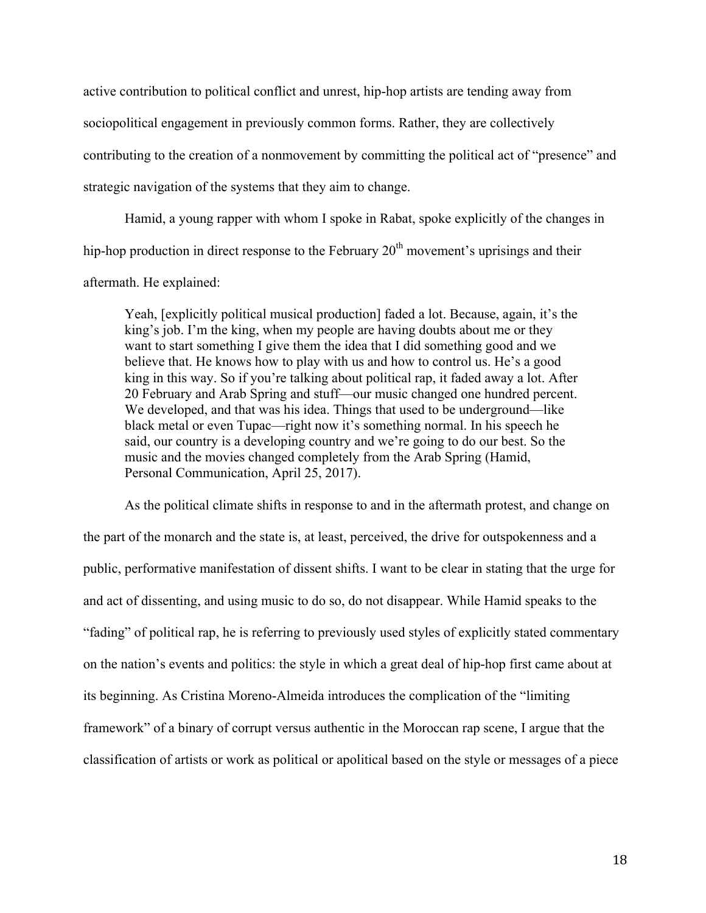active contribution to political conflict and unrest, hip-hop artists are tending away from sociopolitical engagement in previously common forms. Rather, they are collectively contributing to the creation of a nonmovement by committing the political act of "presence" and strategic navigation of the systems that they aim to change.

Hamid, a young rapper with whom I spoke in Rabat, spoke explicitly of the changes in hip-hop production in direct response to the February 20th movement's uprisings and their aftermath. He explained:

> Yeah, [explicitly political musical production] faded a lot. Because, again, it's the king's job. I'm the king, when my people are having doubts about me or they want to start something I give them the idea that I did something good and we believe that. He knows how to play with us and how to control us. He's a good king in this way. So if you're talking about political rap, it faded away a lot. After 20 February and Arab Spring and stuff—our music changed one hundred percent. We developed, and that was his idea. Things that used to be underground—like black metal or even Tupac—right now it's something normal. In his speech he said, our country is a developing country and we're going to do our best. So the music and the movies changed completely from the Arab Spring (Hamid, Personal Communication, April 25, 2017).

As the political climate shifts in response to and in the aftermath protest, and change on the part of the monarch and the state is, at least, perceived, the drive for outspokenness and a public, performative manifestation of dissent shifts. I want to be clear in stating that the urge for and act of dissenting, and using music to do so, do not disappear. While Hamid speaks to the "fading" of political rap, he is referring to previously used styles of explicitly stated commentary on the nation's events and politics: the style in which a great deal of hip-hop first came about at its beginning. As Cristina Moreno-Almeida introduces the complication of the "limiting framework" of a binary of corrupt versus authentic in the Moroccan rap scene, I argue that the classification of artists or work as political or apolitical based on the style or messages of a piece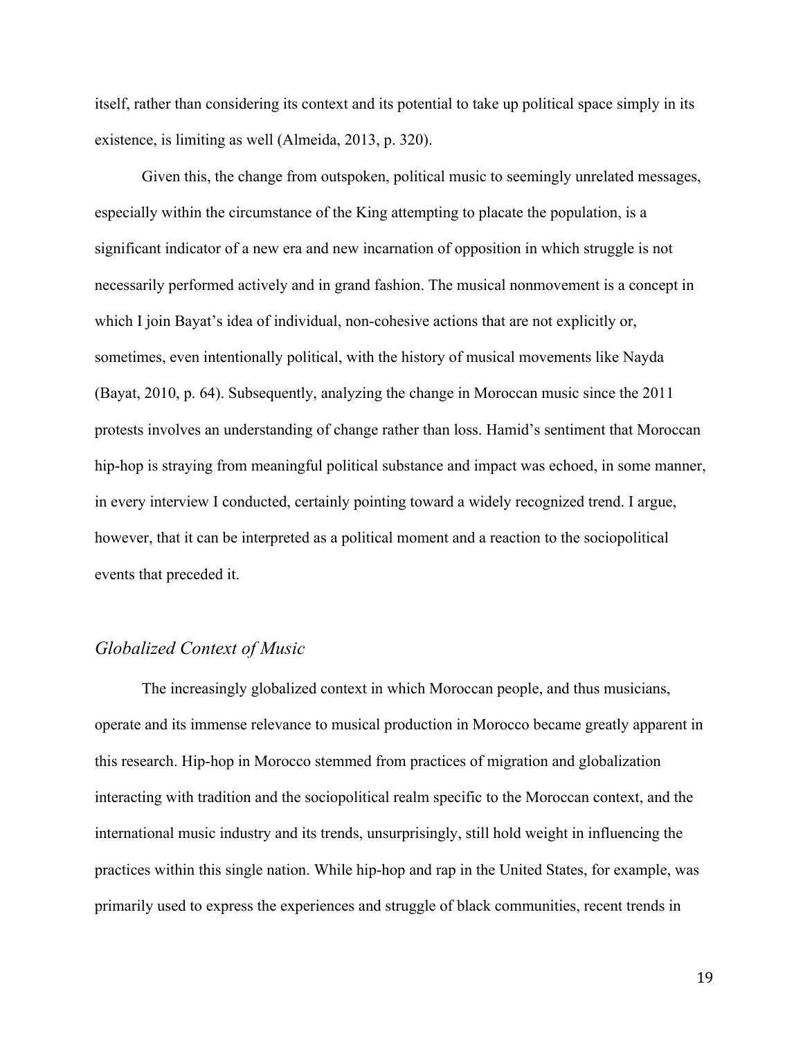itself, rather than considering its context and its potential to take up political space simply in its existence, is limiting as well (Almeida, 2013, p. 320).

Given this, the change from outspoken, political music to seemingly unrelated messages, especially within the circumstance of the King attempting to placate the population, is a significant indicator of a new era and new incarnation of opposition in which struggle is not necessarily performed actively and in grand fashion. The musical nonmovement is a concept in which I join Bayat's idea of individual, non-cohesive actions that are not explicitly or, sometimes, even intentionally political, with the history of musical movements like Nayda (Bayat, 2010, p. 64). Subsequently, analyzing the change in Moroccan music since the 2011 protests involves an understanding of change rather than loss. Hamid's sentiment that Moroccan hip-hop is straying from meaningful political substance and impact was echoed, in some manner, in every interview I conducted, certainly pointing toward a widely recognized trend. I argue, however, that it can be interpreted as a political moment and a reaction to the sociopolitical events that preceded it.

## *Globalized Context of Music*

The increasingly globalized context in which Moroccan people, and thus musicians, operate and its immense relevance to musical production in Morocco became greatly apparent in this research. Hip-hop in Morocco stemmed from practices of migration and globalization interacting with tradition and the sociopolitical realm specific to the Moroccan context, and the international music industry and its trends, unsurprisingly, still hold weight in influencing the practices within this single nation. While hip-hop and rap in the United States, for example, was primarily used to express the experiences and struggle of black communities, recent trends in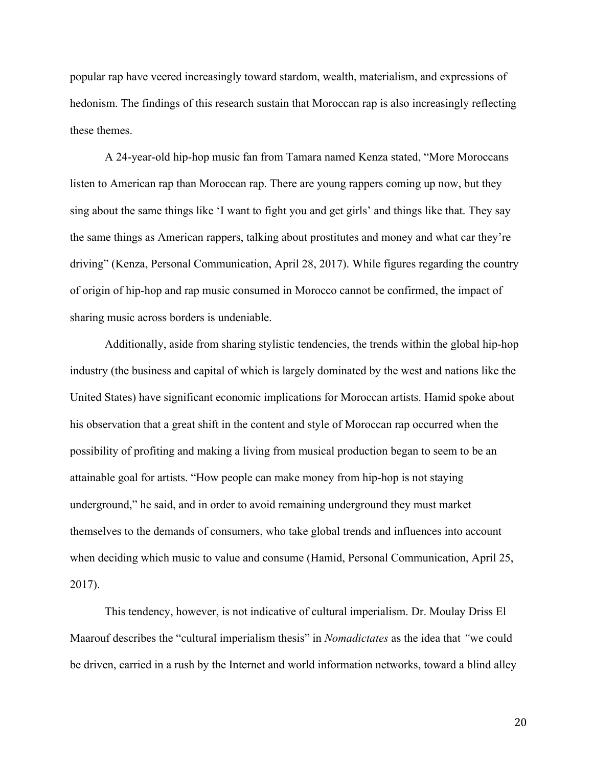popular rap have veered increasingly toward stardom, wealth, materialism, and expressions of hedonism. The findings of this research sustain that Moroccan rap is also increasingly reflecting these themes.

A 24-year-old hip-hop music fan from Tamara named Kenza stated, "More Moroccans listen to American rap than Moroccan rap. There are young rappers coming up now, but they sing about the same things like 'I want to fight you and get girls' and things like that. They say the same things as American rappers, talking about prostitutes and money and what car they're driving" (Kenza, Personal Communication, April 28, 2017). While figures regarding the country of origin of hip-hop and rap music consumed in Morocco cannot be confirmed, the impact of sharing music across borders is undeniable.

Additionally, aside from sharing stylistic tendencies, the trends within the global hip-hop industry (the business and capital of which is largely dominated by the west and nations like the United States) have significant economic implications for Moroccan artists. Hamid spoke about his observation that a great shift in the content and style of Moroccan rap occurred when the possibility of profiting and making a living from musical production began to seem to be an attainable goal for artists. "How people can make money from hip-hop is not staying underground," he said, and in order to avoid remaining underground they must market themselves to the demands of consumers, who take global trends and influences into account when deciding which music to value and consume (Hamid, Personal Communication, April 25, 2017).

This tendency, however, is not indicative of cultural imperialism. Dr. Moulay Driss El Maarouf describes the "cultural imperialism thesis" in *Nomadictates* as the idea that *"*we could be driven, carried in a rush by the Internet and world information networks, toward a blind alley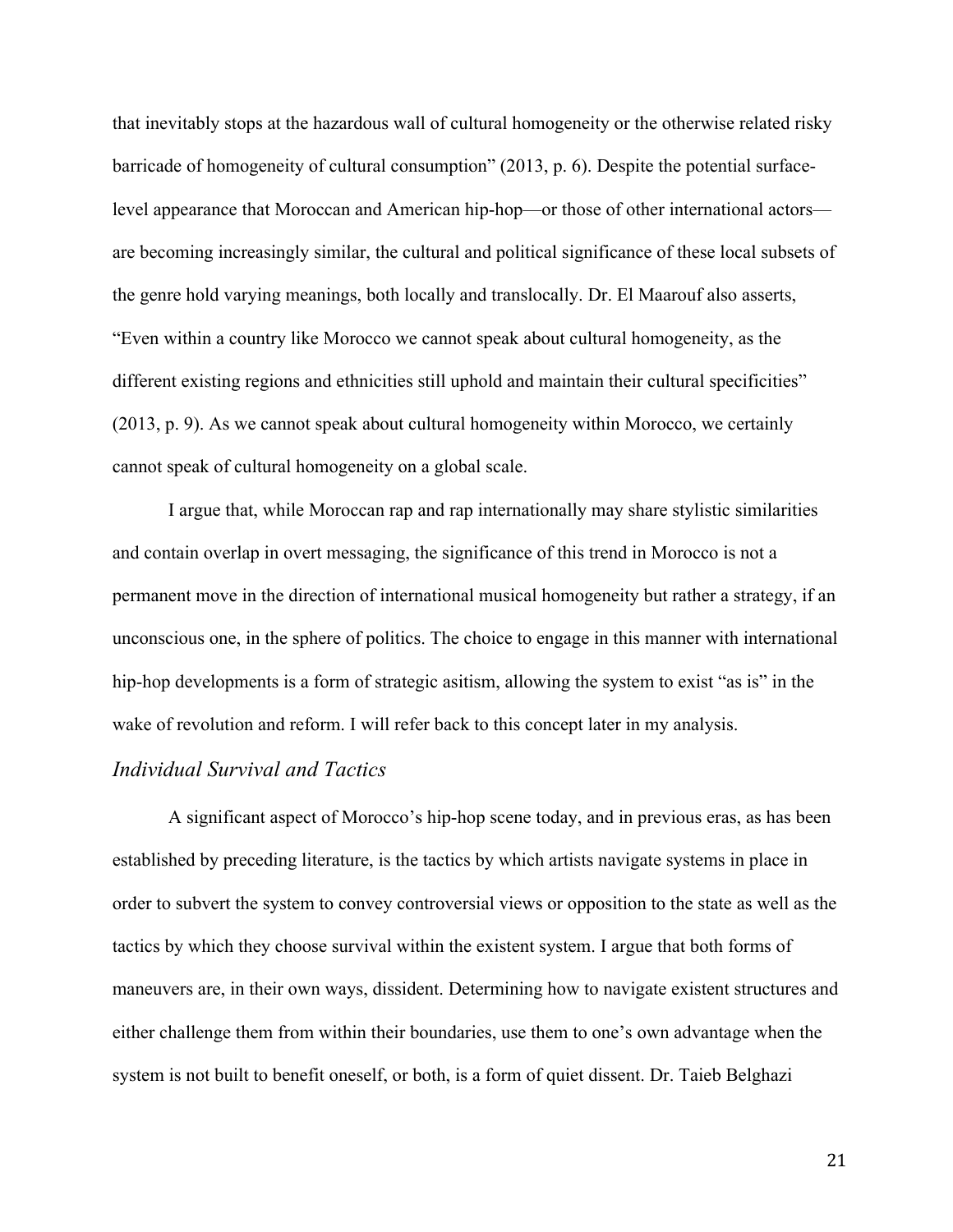that inevitably stops at the hazardous wall of cultural homogeneity or the otherwise related risky barricade of homogeneity of cultural consumption" (2013, p. 6). Despite the potential surface-level appearance that Moroccan and American hip-hop—or those of other international actors—are becoming increasingly similar, the cultural and political significance of these local subsets of the genre hold varying meanings, both locally and translocally. Dr. El Maarouf also asserts, "Even within a country like Morocco we cannot speak about cultural homogeneity, as the different existing regions and ethnicities still uphold and maintain their cultural specificities" (2013, p. 9). As we cannot speak about cultural homogeneity within Morocco, we certainly cannot speak of cultural homogeneity on a global scale.

I argue that, while Moroccan rap and rap internationally may share stylistic similarities and contain overlap in overt messaging, the significance of this trend in Morocco is not a permanent move in the direction of international musical homogeneity but rather a strategy, if an unconscious one, in the sphere of politics. The choice to engage in this manner with international hip-hop developments is a form of strategic asitism, allowing the system to exist "as is" in the wake of revolution and reform. I will refer back to this concept later in my analysis.

### *Individual Survival and Tactics*

A significant aspect of Morocco's hip-hop scene today, and in previous eras, as has been established by preceding literature, is the tactics by which artists navigate systems in place in order to subvert the system to convey controversial views or opposition to the state as well as the tactics by which they choose survival within the existent system. I argue that both forms of maneuvers are, in their own ways, dissident. Determining how to navigate existent structures and either challenge them from within their boundaries, use them to one's own advantage when the system is not built to benefit oneself, or both, is a form of quiet dissent. Dr. Taieb Belghazi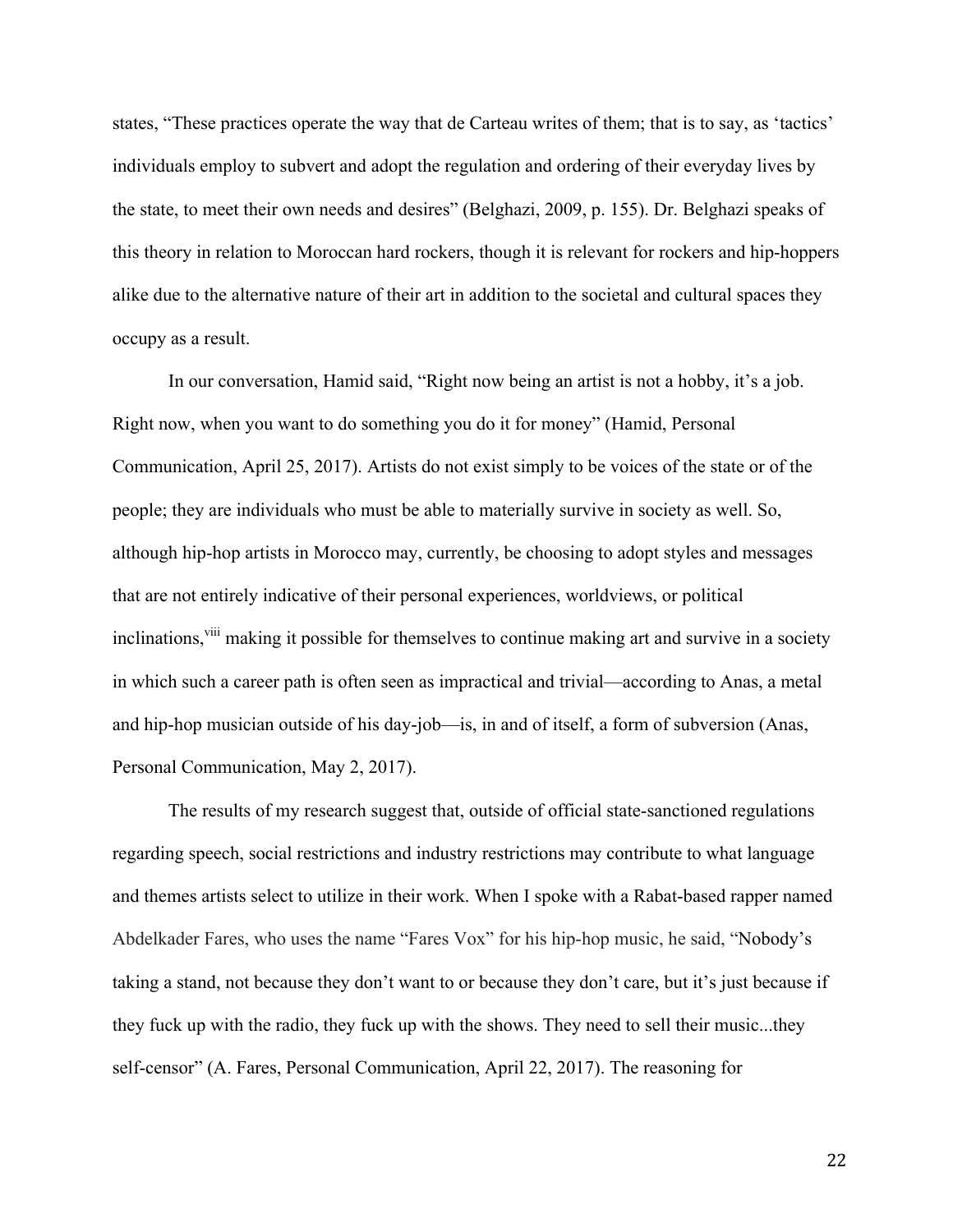states, “These practices operate the way that de Carteau writes of them; that is to say, as ‘tactics’ individuals employ to subvert and adopt the regulation and ordering of their everyday lives by the state, to meet their own needs and desires” (Belghazi, 2009, p. 155). Dr. Belghazi speaks of this theory in relation to Moroccan hard rockers, though it is relevant for rockers and hip-hoppers alike due to the alternative nature of their art in addition to the societal and cultural spaces they occupy as a result.

In our conversation, Hamid said, “Right now being an artist is not a hobby, it’s a job. Right now, when you want to do something you do it for money” (Hamid, Personal Communication, April 25, 2017). Artists do not exist simply to be voices of the state or of the people; they are individuals who must be able to materially survive in society as well. So, although hip-hop artists in Morocco may, currently, be choosing to adopt styles and messages that are not entirely indicative of their personal experiences, worldviews, or political inclinations,[viii] making it possible for themselves to continue making art and survive in a society in which such a career path is often seen as impractical and trivial—according to Anas, a metal and hip-hop musician outside of his day-job—is, in and of itself, a form of subversion (Anas, Personal Communication, May 2, 2017).

The results of my research suggest that, outside of official state-sanctioned regulations regarding speech, social restrictions and industry restrictions may contribute to what language and themes artists select to utilize in their work. When I spoke with a Rabat-based rapper named Abdelkader Fares, who uses the name “Fares Vox” for his hip-hop music, he said, “Nobody’s taking a stand, not because they don’t want to or because they don’t care, but it’s just because if they fuck up with the radio, they fuck up with the shows. They need to sell their music...they self-censor” (A. Fares, Personal Communication, April 22, 2017). The reasoning for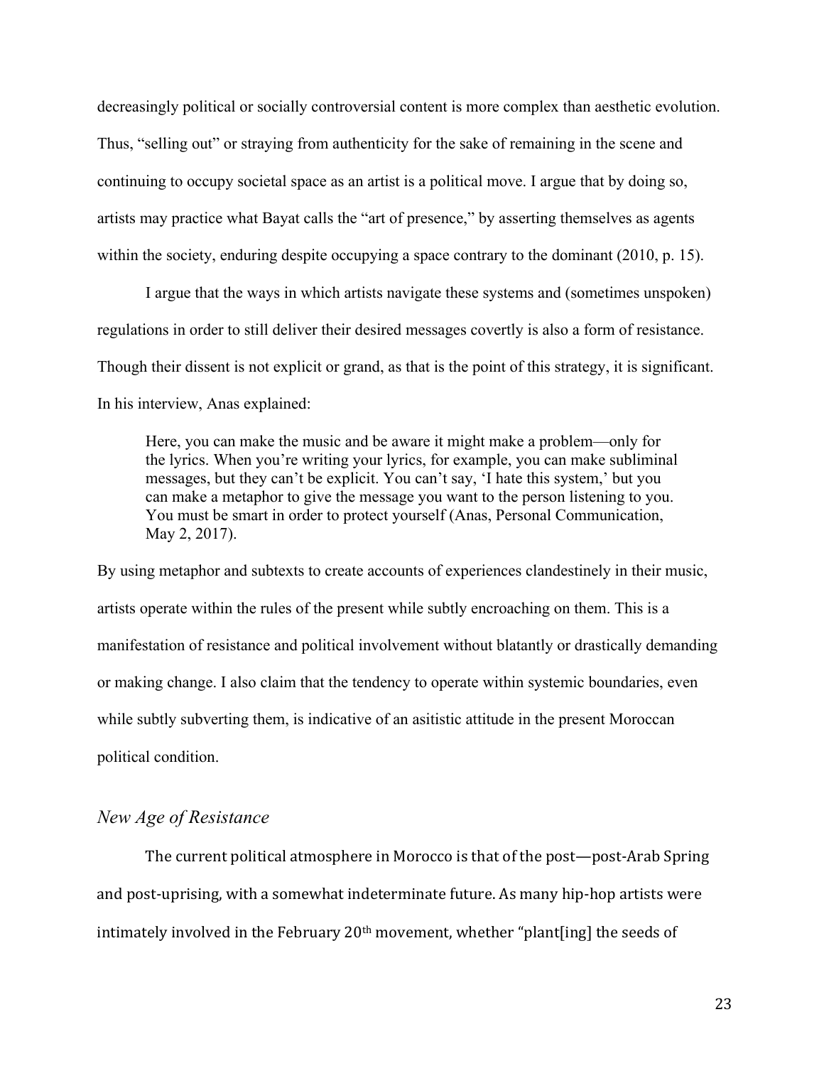decreasingly political or socially controversial content is more complex than aesthetic evolution. Thus, "selling out" or straying from authenticity for the sake of remaining in the scene and continuing to occupy societal space as an artist is a political move. I argue that by doing so, artists may practice what Bayat calls the "art of presence," by asserting themselves as agents within the society, enduring despite occupying a space contrary to the dominant (2010, p. 15).

I argue that the ways in which artists navigate these systems and (sometimes unspoken) regulations in order to still deliver their desired messages covertly is also a form of resistance. Though their dissent is not explicit or grand, as that is the point of this strategy, it is significant. In his interview, Anas explained:

> Here, you can make the music and be aware it might make a problem—only for the lyrics. When you're writing your lyrics, for example, you can make subliminal messages, but they can't be explicit. You can't say, 'I hate this system,' but you can make a metaphor to give the message you want to the person listening to you. You must be smart in order to protect yourself (Anas, Personal Communication, May 2, 2017).

By using metaphor and subtexts to create accounts of experiences clandestinely in their music, artists operate within the rules of the present while subtly encroaching on them. This is a manifestation of resistance and political involvement without blatantly or drastically demanding or making change. I also claim that the tendency to operate within systemic boundaries, even while subtly subverting them, is indicative of an asitistic attitude in the present Moroccan political condition.

## *New Age of Resistance*

The current political atmosphere in Morocco is that of the post—post-Arab Spring and post-uprising, with a somewhat indeterminate future. As many hip-hop artists were intimately involved in the February 20th movement, whether "plant[ing] the seeds of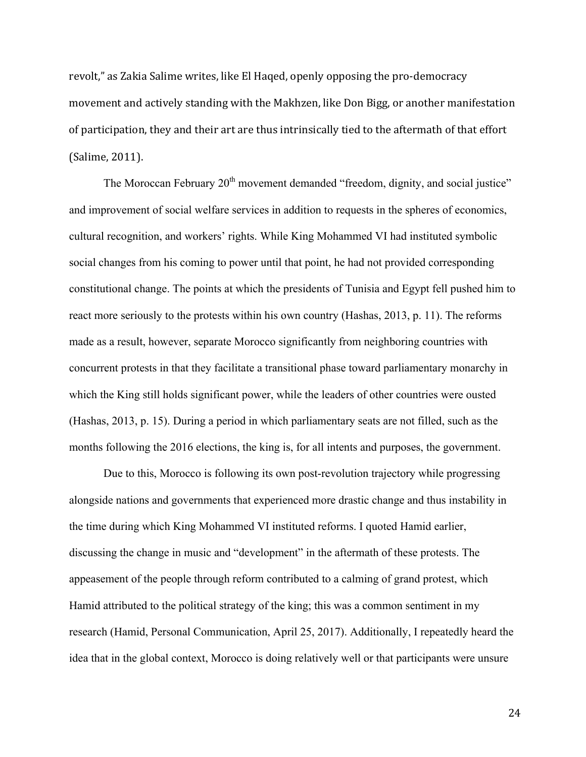revolt," as Zakia Salime writes, like El Haqed, openly opposing the pro-democracy movement and actively standing with the Makhzen, like Don Bigg, or another manifestation of participation, they and their art are thus intrinsically tied to the aftermath of that effort (Salime, 2011).

The Moroccan February 20th movement demanded "freedom, dignity, and social justice" and improvement of social welfare services in addition to requests in the spheres of economics, cultural recognition, and workers' rights. While King Mohammed VI had instituted symbolic social changes from his coming to power until that point, he had not provided corresponding constitutional change. The points at which the presidents of Tunisia and Egypt fell pushed him to react more seriously to the protests within his own country (Hashas, 2013, p. 11). The reforms made as a result, however, separate Morocco significantly from neighboring countries with concurrent protests in that they facilitate a transitional phase toward parliamentary monarchy in which the King still holds significant power, while the leaders of other countries were ousted (Hashas, 2013, p. 15). During a period in which parliamentary seats are not filled, such as the months following the 2016 elections, the king is, for all intents and purposes, the government.

Due to this, Morocco is following its own post-revolution trajectory while progressing alongside nations and governments that experienced more drastic change and thus instability in the time during which King Mohammed VI instituted reforms. I quoted Hamid earlier, discussing the change in music and "development" in the aftermath of these protests. The appeasement of the people through reform contributed to a calming of grand protest, which Hamid attributed to the political strategy of the king; this was a common sentiment in my research (Hamid, Personal Communication, April 25, 2017). Additionally, I repeatedly heard the idea that in the global context, Morocco is doing relatively well or that participants were unsure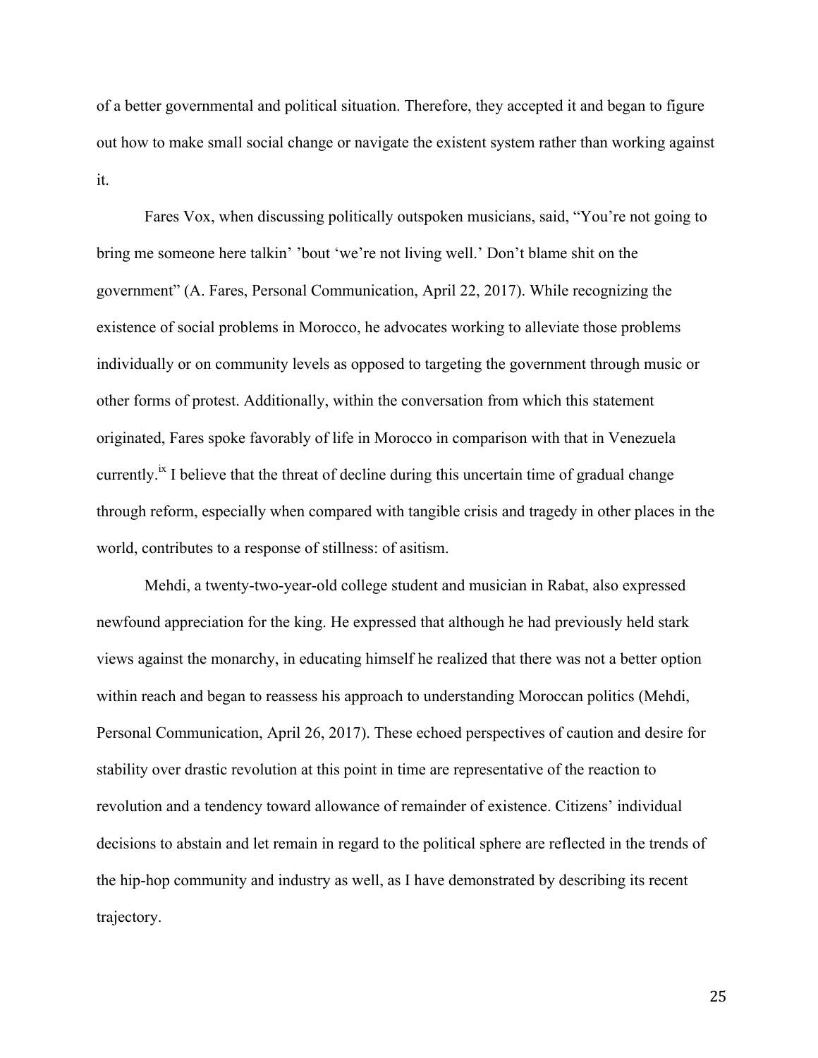of a better governmental and political situation. Therefore, they accepted it and began to figure out how to make small social change or navigate the existent system rather than working against it.

Fares Vox, when discussing politically outspoken musicians, said, "You're not going to bring me someone here talkin' 'bout 'we're not living well.' Don't blame shit on the government" (A. Fares, Personal Communication, April 22, 2017). While recognizing the existence of social problems in Morocco, he advocates working to alleviate those problems individually or on community levels as opposed to targeting the government through music or other forms of protest. Additionally, within the conversation from which this statement originated, Fares spoke favorably of life in Morocco in comparison with that in Venezuela currently.[ix] I believe that the threat of decline during this uncertain time of gradual change through reform, especially when compared with tangible crisis and tragedy in other places in the world, contributes to a response of stillness: of asitism.

Mehdi, a twenty-two-year-old college student and musician in Rabat, also expressed newfound appreciation for the king. He expressed that although he had previously held stark views against the monarchy, in educating himself he realized that there was not a better option within reach and began to reassess his approach to understanding Moroccan politics (Mehdi, Personal Communication, April 26, 2017). These echoed perspectives of caution and desire for stability over drastic revolution at this point in time are representative of the reaction to revolution and a tendency toward allowance of remainder of existence. Citizens' individual decisions to abstain and let remain in regard to the political sphere are reflected in the trends of the hip-hop community and industry as well, as I have demonstrated by describing its recent trajectory.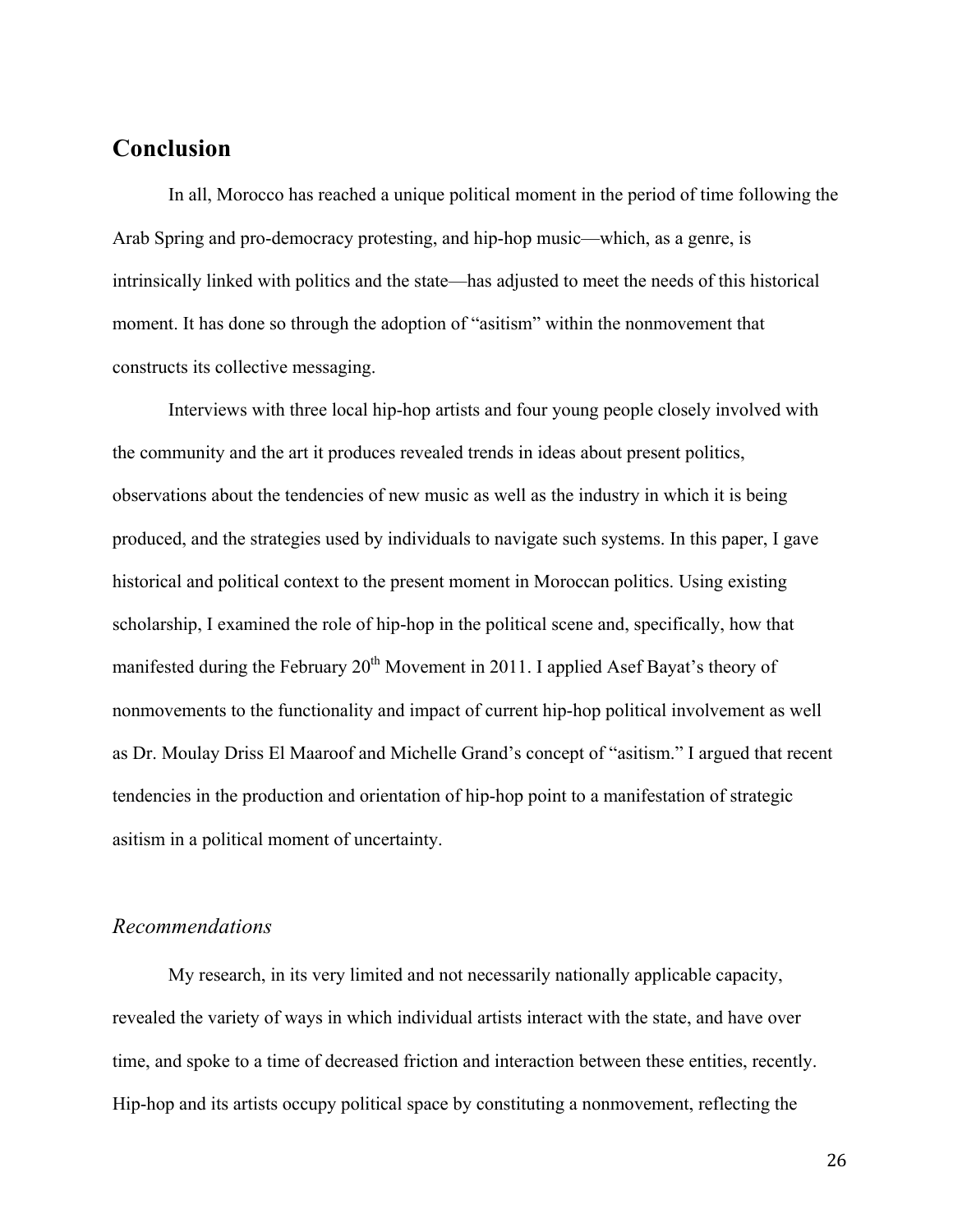## Conclusion

In all, Morocco has reached a unique political moment in the period of time following the Arab Spring and pro-democracy protesting, and hip-hop music—which, as a genre, is intrinsically linked with politics and the state—has adjusted to meet the needs of this historical moment. It has done so through the adoption of "asitism" within the nonmovement that constructs its collective messaging.

Interviews with three local hip-hop artists and four young people closely involved with the community and the art it produces revealed trends in ideas about present politics, observations about the tendencies of new music as well as the industry in which it is being produced, and the strategies used by individuals to navigate such systems. In this paper, I gave historical and political context to the present moment in Moroccan politics. Using existing scholarship, I examined the role of hip-hop in the political scene and, specifically, how that manifested during the February 20th Movement in 2011. I applied Asef Bayat's theory of nonmovements to the functionality and impact of current hip-hop political involvement as well as Dr. Moulay Driss El Maaroof and Michelle Grand's concept of "asitism." I argued that recent tendencies in the production and orientation of hip-hop point to a manifestation of strategic asitism in a political moment of uncertainty.

### *Recommendations*

My research, in its very limited and not necessarily nationally applicable capacity, revealed the variety of ways in which individual artists interact with the state, and have over time, and spoke to a time of decreased friction and interaction between these entities, recently. Hip-hop and its artists occupy political space by constituting a nonmovement, reflecting the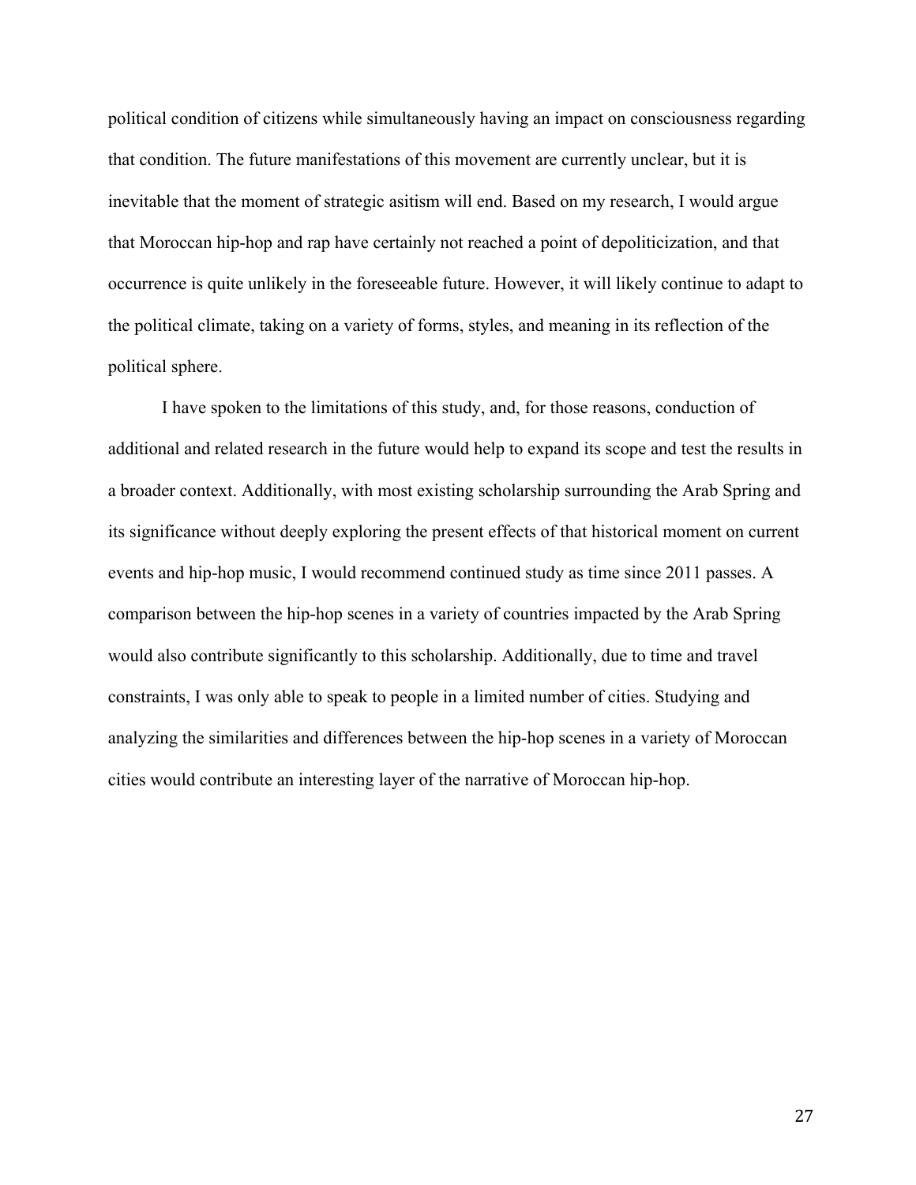political condition of citizens while simultaneously having an impact on consciousness regarding that condition. The future manifestations of this movement are currently unclear, but it is inevitable that the moment of strategic asitism will end. Based on my research, I would argue that Moroccan hip-hop and rap have certainly not reached a point of depoliticization, and that occurrence is quite unlikely in the foreseeable future. However, it will likely continue to adapt to the political climate, taking on a variety of forms, styles, and meaning in its reflection of the political sphere.

I have spoken to the limitations of this study, and, for those reasons, conduction of additional and related research in the future would help to expand its scope and test the results in a broader context. Additionally, with most existing scholarship surrounding the Arab Spring and its significance without deeply exploring the present effects of that historical moment on current events and hip-hop music, I would recommend continued study as time since 2011 passes. A comparison between the hip-hop scenes in a variety of countries impacted by the Arab Spring would also contribute significantly to this scholarship. Additionally, due to time and travel constraints, I was only able to speak to people in a limited number of cities. Studying and analyzing the similarities and differences between the hip-hop scenes in a variety of Moroccan cities would contribute an interesting layer of the narrative of Moroccan hip-hop.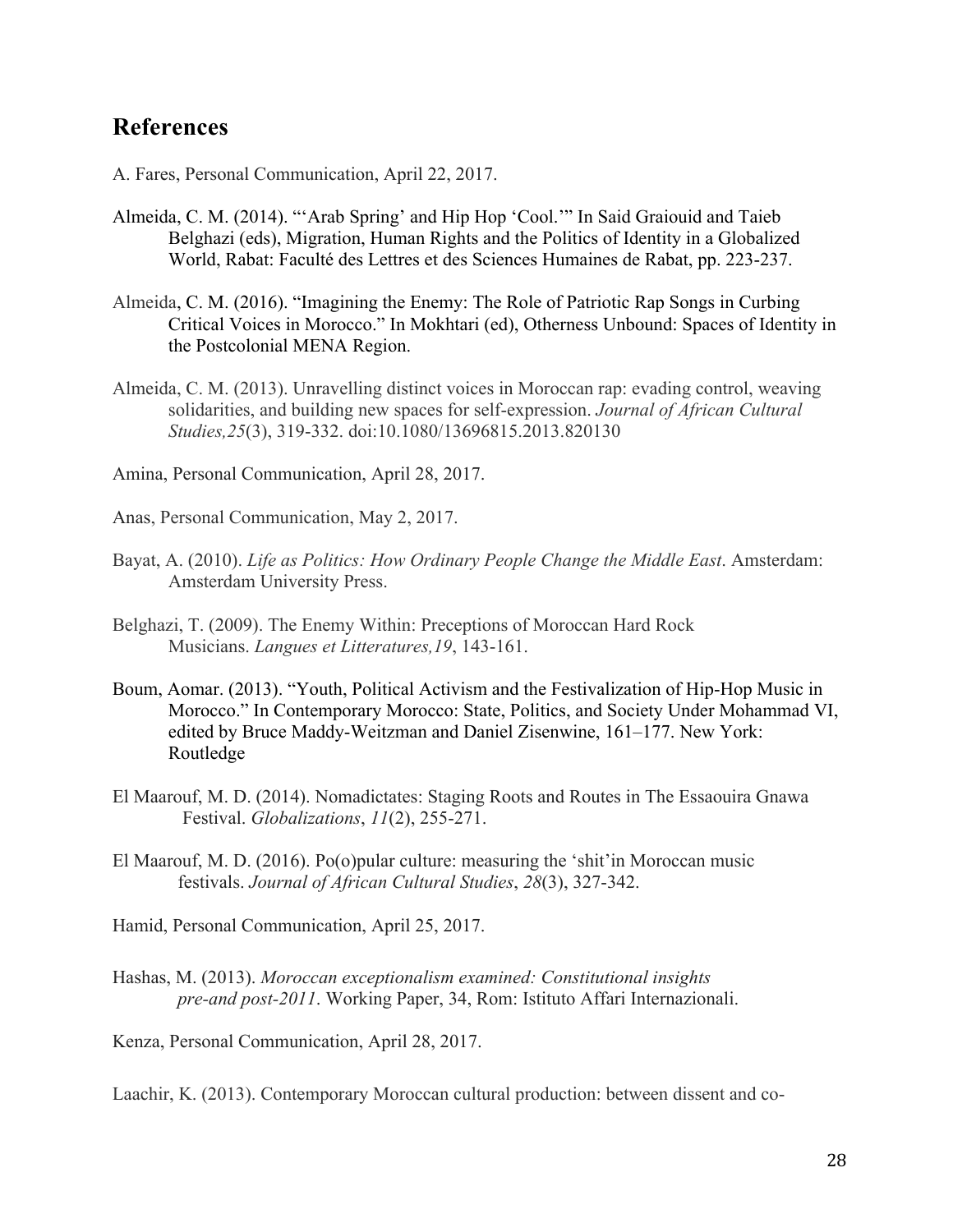## References

A. Fares, Personal Communication, April 22, 2017.

Almeida, C. M. (2014). "'Arab Spring' and Hip Hop 'Cool.'" In Said Graiouid and Taieb Belghazi (eds), Migration, Human Rights and the Politics of Identity in a Globalized World, Rabat: Faculté des Lettres et des Sciences Humaines de Rabat, pp. 223-237.

Almeida, C. M. (2016). "Imagining the Enemy: The Role of Patriotic Rap Songs in Curbing Critical Voices in Morocco." In Mokhtari (ed), Otherness Unbound: Spaces of Identity in the Postcolonial MENA Region.

Almeida, C. M. (2013). Unravelling distinct voices in Moroccan rap: evading control, weaving solidarities, and building new spaces for self-expression. *Journal of African Cultural Studies,25*(3), 319-332. doi:10.1080/13696815.2013.820130

Amina, Personal Communication, April 28, 2017.

Anas, Personal Communication, May 2, 2017.

Bayat, A. (2010). *Life as Politics: How Ordinary People Change the Middle East*. Amsterdam: Amsterdam University Press.

Belghazi, T. (2009). The Enemy Within: Preceptions of Moroccan Hard Rock Musicians. *Langues et Litteratures,19*, 143-161.

Boum, Aomar. (2013). "Youth, Political Activism and the Festivalization of Hip-Hop Music in Morocco." In Contemporary Morocco: State, Politics, and Society Under Mohammad VI, edited by Bruce Maddy-Weitzman and Daniel Zisenwine, 161–177. New York: Routledge

El Maarouf, M. D. (2014). Nomadictates: Staging Roots and Routes in The Essaouira Gnawa Festival. *Globalizations*, *11*(2), 255-271.

El Maarouf, M. D. (2016). Po(o)pular culture: measuring the 'shit'in Moroccan music festivals. *Journal of African Cultural Studies*, *28*(3), 327-342.

Hamid, Personal Communication, April 25, 2017.

Hashas, M. (2013). *Moroccan exceptionalism examined: Constitutional insights pre-and post-2011*. Working Paper, 34, Rom: Istituto Affari Internazionali.

Kenza, Personal Communication, April 28, 2017.

Laachir, K. (2013). Contemporary Moroccan cultural production: between dissent and co-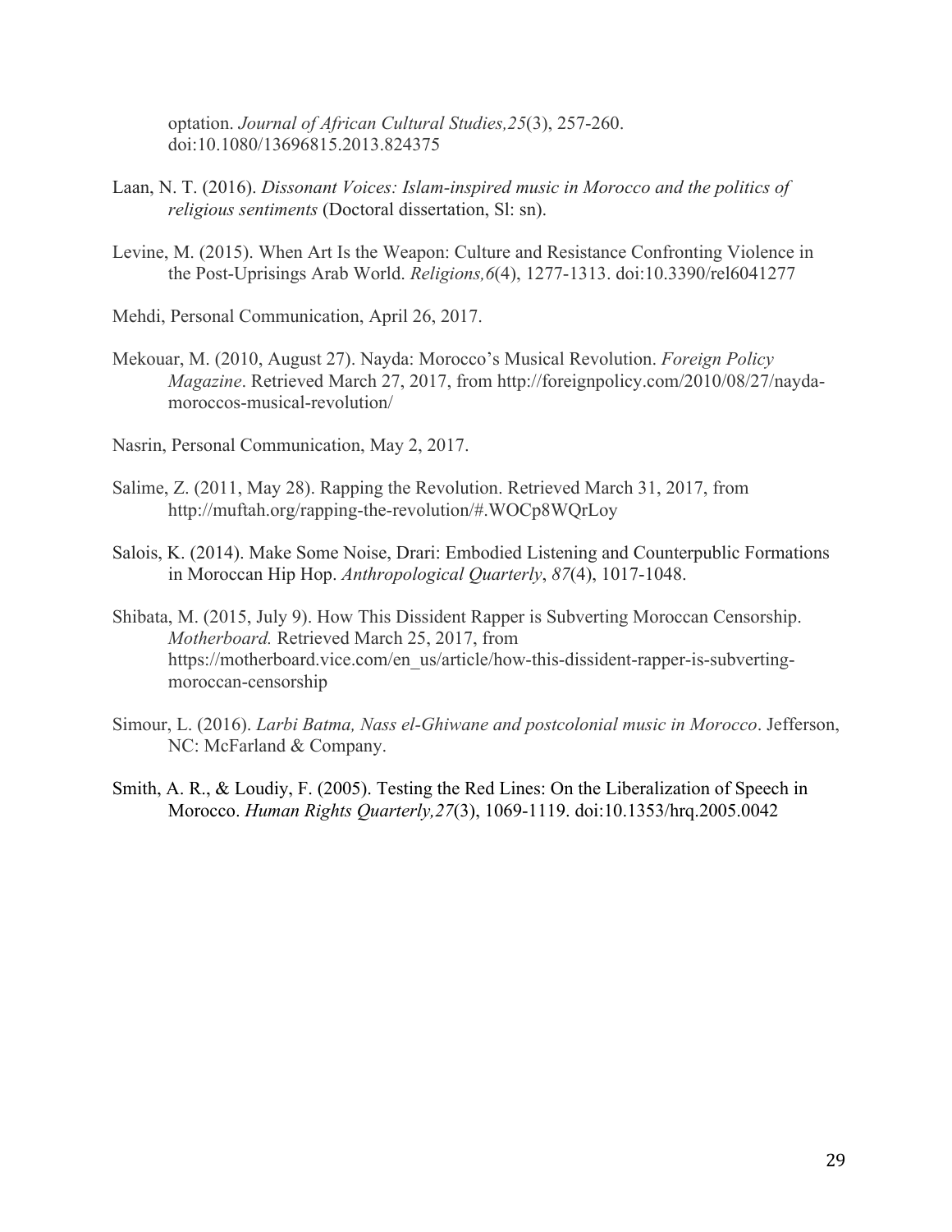optation. *Journal of African Cultural Studies,25*(3), 257-260. doi:10.1080/13696815.2013.824375

Laan, N. T. (2016). *Dissonant Voices: Islam-inspired music in Morocco and the politics of religious sentiments* (Doctoral dissertation, Sl: sn).

Levine, M. (2015). When Art Is the Weapon: Culture and Resistance Confronting Violence in the Post-Uprisings Arab World. *Religions,6*(4), 1277-1313. doi:10.3390/rel6041277

Mehdi, Personal Communication, April 26, 2017.

Mekouar, M. (2010, August 27). Nayda: Morocco's Musical Revolution. *Foreign Policy Magazine*. Retrieved March 27, 2017, from http://foreignpolicy.com/2010/08/27/nayda-moroccos-musical-revolution/

Nasrin, Personal Communication, May 2, 2017.

Salime, Z. (2011, May 28). Rapping the Revolution. Retrieved March 31, 2017, from http://muftah.org/rapping-the-revolution/#.WOCp8WQrLoy

Salois, K. (2014). Make Some Noise, Drari: Embodied Listening and Counterpublic Formations in Moroccan Hip Hop. *Anthropological Quarterly*, *87*(4), 1017-1048.

Shibata, M. (2015, July 9). How This Dissident Rapper is Subverting Moroccan Censorship. *Motherboard.* Retrieved March 25, 2017, from https://motherboard.vice.com/en_us/article/how-this-dissident-rapper-is-subverting-moroccan-censorship

Simour, L. (2016). *Larbi Batma, Nass el-Ghiwane and postcolonial music in Morocco*. Jefferson, NC: McFarland & Company.

Smith, A. R., & Loudiy, F. (2005). Testing the Red Lines: On the Liberalization of Speech in Morocco. *Human Rights Quarterly,27*(3), 1069-1119. doi:10.1353/hrq.2005.0042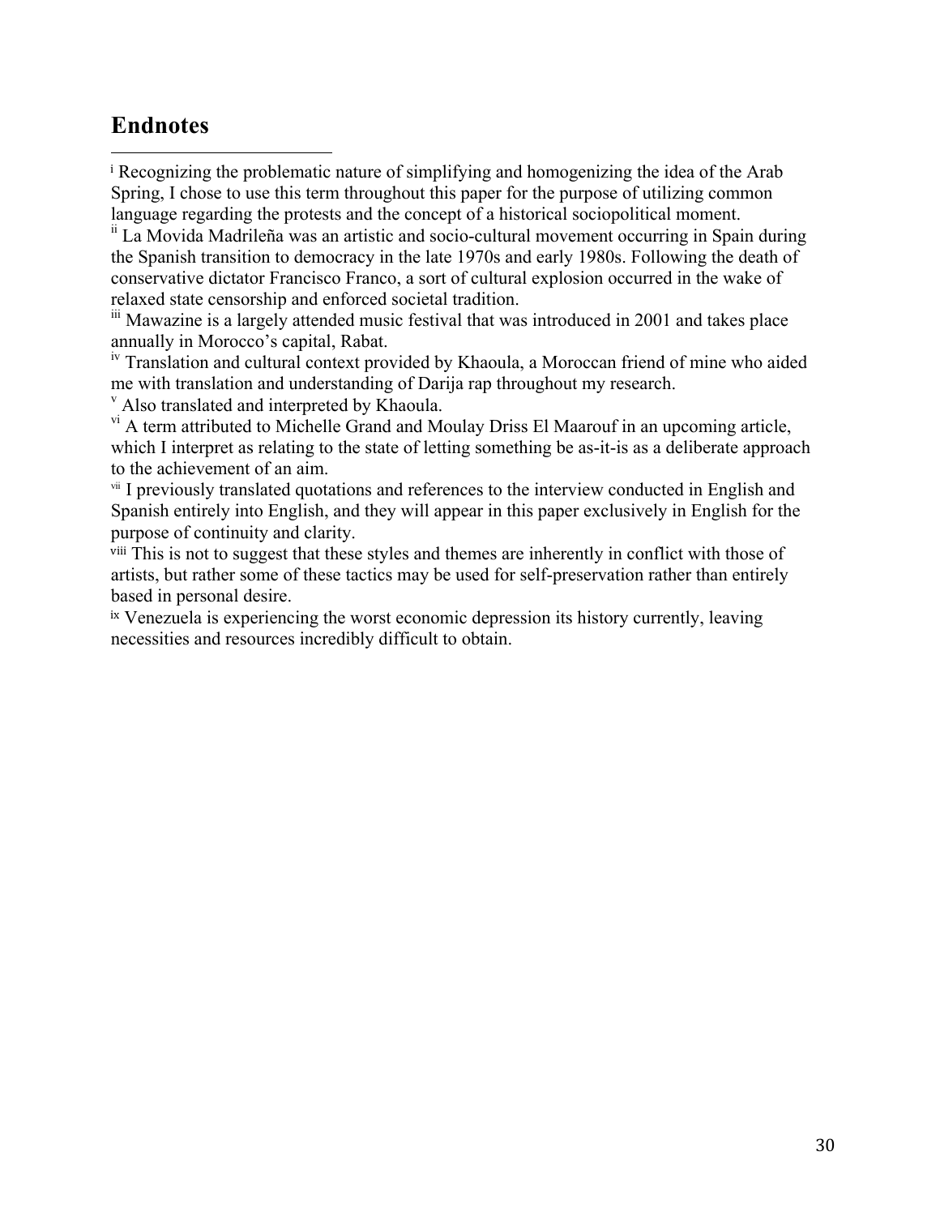## Endnotes

[i] Recognizing the problematic nature of simplifying and homogenizing the idea of the Arab Spring, I chose to use this term throughout this paper for the purpose of utilizing common language regarding the protests and the concept of a historical sociopolitical moment.
[ii] La Movida Madrileña was an artistic and socio-cultural movement occurring in Spain during the Spanish transition to democracy in the late 1970s and early 1980s. Following the death of conservative dictator Francisco Franco, a sort of cultural explosion occurred in the wake of relaxed state censorship and enforced societal tradition.
[iii] Mawazine is a largely attended music festival that was introduced in 2001 and takes place annually in Morocco's capital, Rabat.
[iv] Translation and cultural context provided by Khaoula, a Moroccan friend of mine who aided me with translation and understanding of Darija rap throughout my research.
[v] Also translated and interpreted by Khaoula.
[vi] A term attributed to Michelle Grand and Moulay Driss El Maarouf in an upcoming article, which I interpret as relating to the state of letting something be as-it-is as a deliberate approach to the achievement of an aim.
[vii] I previously translated quotations and references to the interview conducted in English and Spanish entirely into English, and they will appear in this paper exclusively in English for the purpose of continuity and clarity.
[viii] This is not to suggest that these styles and themes are inherently in conflict with those of artists, but rather some of these tactics may be used for self-preservation rather than entirely based in personal desire.
[ix] Venezuela is experiencing the worst economic depression its history currently, leaving necessities and resources incredibly difficult to obtain.